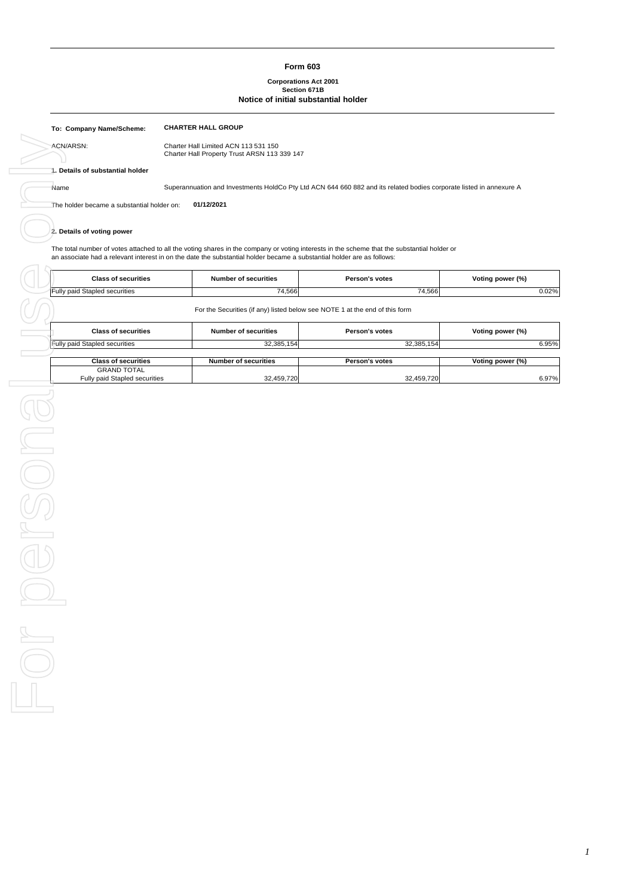# Form 603

**Corporations Act 2001**
**Section 671B**
**Notice of initial substantial holder**

**To: Company Name/Scheme:** **CHARTER HALL GROUP**

ACN/ARSN: Charter Hall Limited ACN 113 531 150
Charter Hall Property Trust ARSN 113 339 147

**1. Details of substantial holder**

Name: Superannuation and Investments HoldCo Pty Ltd ACN 644 660 882 and its related bodies corporate listed in annexure A

The holder became a substantial holder on: **01/12/2021**

**2. Details of voting power**

The total number of votes attached to all the voting shares in the company or voting interests in the scheme that the substantial holder or an associate had a relevant interest in on the date the substantial holder became a substantial holder are as follows:

| Class of securities | Number of securities | Person's votes | Voting power (%) |
|---|---|---|---|
| Fully paid Stapled securities | 74,566 | 74,566 | 0.02% |

For the Securities (if any) listed below see NOTE 1 at the end of this form

| Class of securities | Number of securities | Person's votes | Voting power (%) |
|---|---|---|---|
| Fully paid Stapled securities | 32,385,154 | 32,385,154 | 6.95% |

| Class of securities | Number of securities | Person's votes | Voting power (%) |
|---|---|---|---|
| GRAND TOTAL<br>Fully paid Stapled securities | 32,459,720 | 32,459,720 | 6.97% |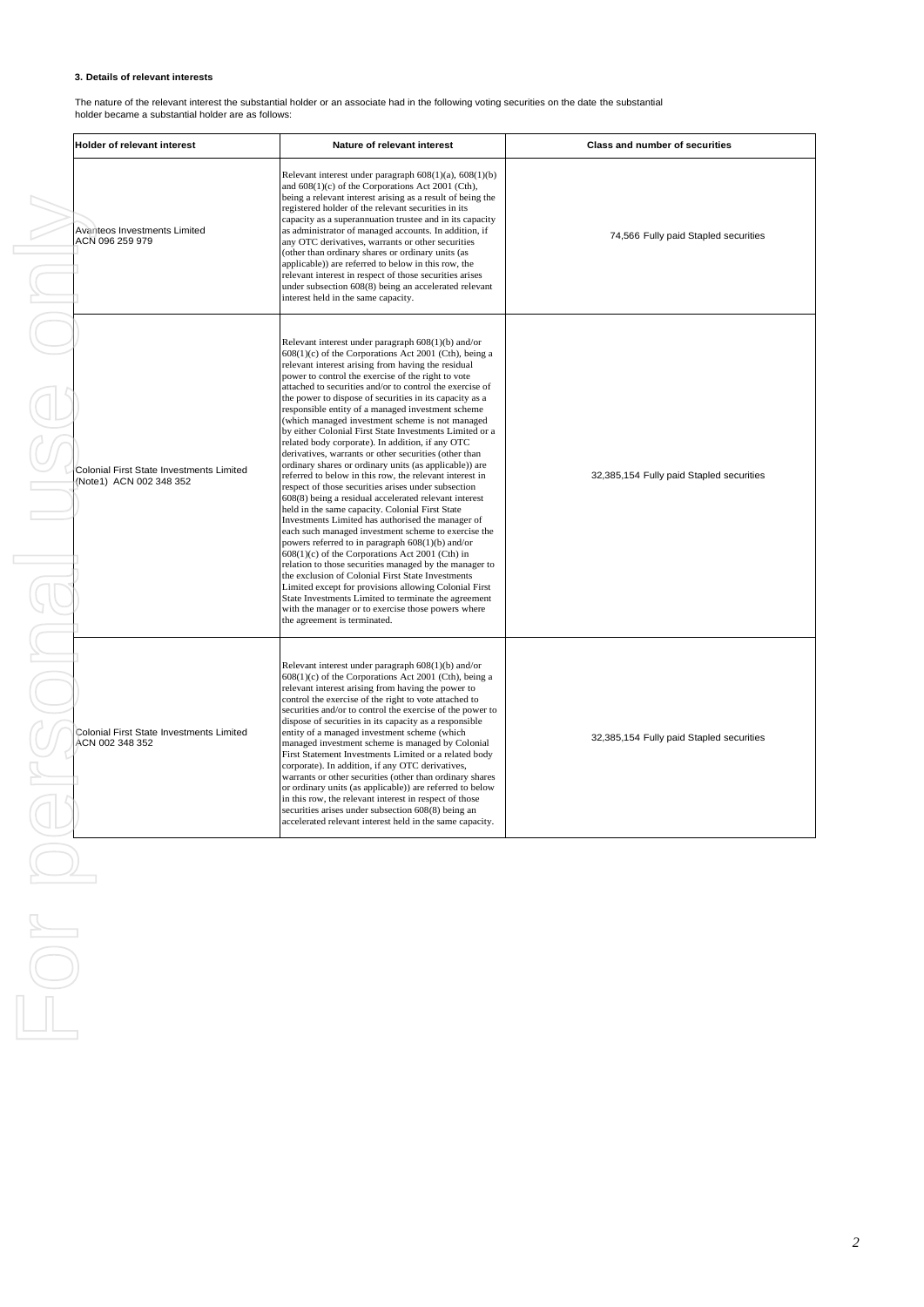**3. Details of relevant interests**

The nature of the relevant interest the substantial holder or an associate had in the following voting securities on the date the substantial holder became a substantial holder are as follows:

| Holder of relevant interest | Nature of relevant interest | Class and number of securities |
|---|---|---|
| Avanteos Investments Limited ACN 096 259 979 | Relevant interest under paragraph 608(1)(a), 608(1)(b) and 608(1)(c) of the Corporations Act 2001 (Cth), being a relevant interest arising as a result of being the registered holder of the relevant securities in its capacity as a superannuation trustee and in its capacity as administrator of managed accounts. In addition, if any OTC derivatives, warrants or other securities (other than ordinary shares or ordinary units (as applicable)) are referred to below in this row, the relevant interest in respect of those securities arises under subsection 608(8) being an accelerated relevant interest held in the same capacity. | 74,566 Fully paid Stapled securities |
| Colonial First State Investments Limited (Note1) ACN 002 348 352 | Relevant interest under paragraph 608(1)(b) and/or 608(1)(c) of the Corporations Act 2001 (Cth), being a relevant interest arising from having the residual power to control the exercise of the right to vote attached to securities and/or to control the exercise of the power to dispose of securities in its capacity as a responsible entity of a managed investment scheme (which managed investment scheme is not managed by either Colonial First State Investments Limited or a related body corporate). In addition, if any OTC derivatives, warrants or other securities (other than ordinary shares or ordinary units (as applicable)) are referred to below in this row, the relevant interest in respect of those securities arises under subsection 608(8) being a residual accelerated relevant interest held in the same capacity. Colonial First State Investments Limited has authorised the manager of each such managed investment scheme to exercise the powers referred to in paragraph 608(1)(b) and/or 608(1)(c) of the Corporations Act 2001 (Cth) in relation to those securities managed by the manager to the exclusion of Colonial First State Investments Limited except for provisions allowing Colonial First State Investments Limited to terminate the agreement with the manager or to exercise those powers where the agreement is terminated. | 32,385,154 Fully paid Stapled securities |
| Colonial First State Investments Limited ACN 002 348 352 | Relevant interest under paragraph 608(1)(b) and/or 608(1)(c) of the Corporations Act 2001 (Cth), being a relevant interest arising from having the power to control the exercise of the right to vote attached to securities and/or to control the exercise of the power to dispose of securities in its capacity as a responsible entity of a managed investment scheme (which managed investment scheme is managed by Colonial First Statement Investments Limited or a related body corporate). In addition, if any OTC derivatives, warrants or other securities (other than ordinary shares or ordinary units (as applicable)) are referred to below in this row, the relevant interest in respect of those securities arises under subsection 608(8) being an accelerated relevant interest held in the same capacity. | 32,385,154 Fully paid Stapled securities |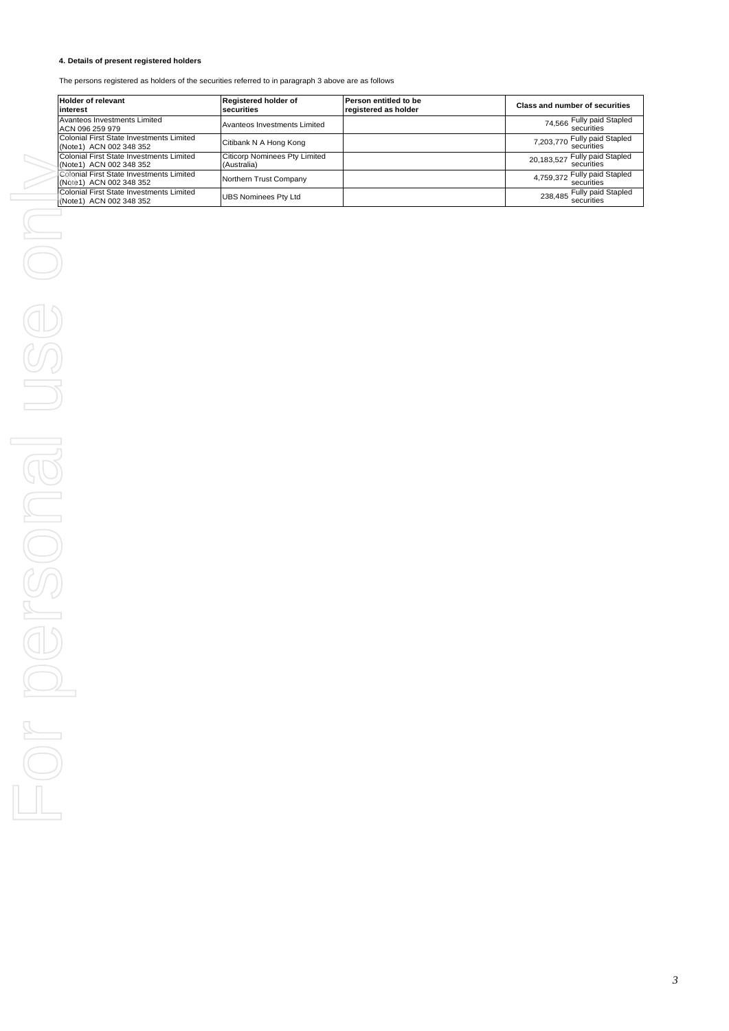#### 4. Details of present registered holders

The persons registered as holders of the securities referred to in paragraph 3 above are as follows

| Holder of relevant interest | Registered holder of securities | Person entitled to be registered as holder | Class and number of securities |
|---|---|---|---|
| Avanteos Investments Limited ACN 096 259 979 | Avanteos Investments Limited | | 74,566 Fully paid Stapled securities |
| Colonial First State Investments Limited (Note1) ACN 002 348 352 | Citibank N A Hong Kong | | 7,203,770 Fully paid Stapled securities |
| Colonial First State Investments Limited (Note1) ACN 002 348 352 | Citicorp Nominees Pty Limited (Australia) | | 20,183,527 Fully paid Stapled securities |
| Colonial First State Investments Limited (Note1) ACN 002 348 352 | Northern Trust Company | | 4,759,372 Fully paid Stapled securities |
| Colonial First State Investments Limited (Note1) ACN 002 348 352 | UBS Nominees Pty Ltd | | 238,485 Fully paid Stapled securities |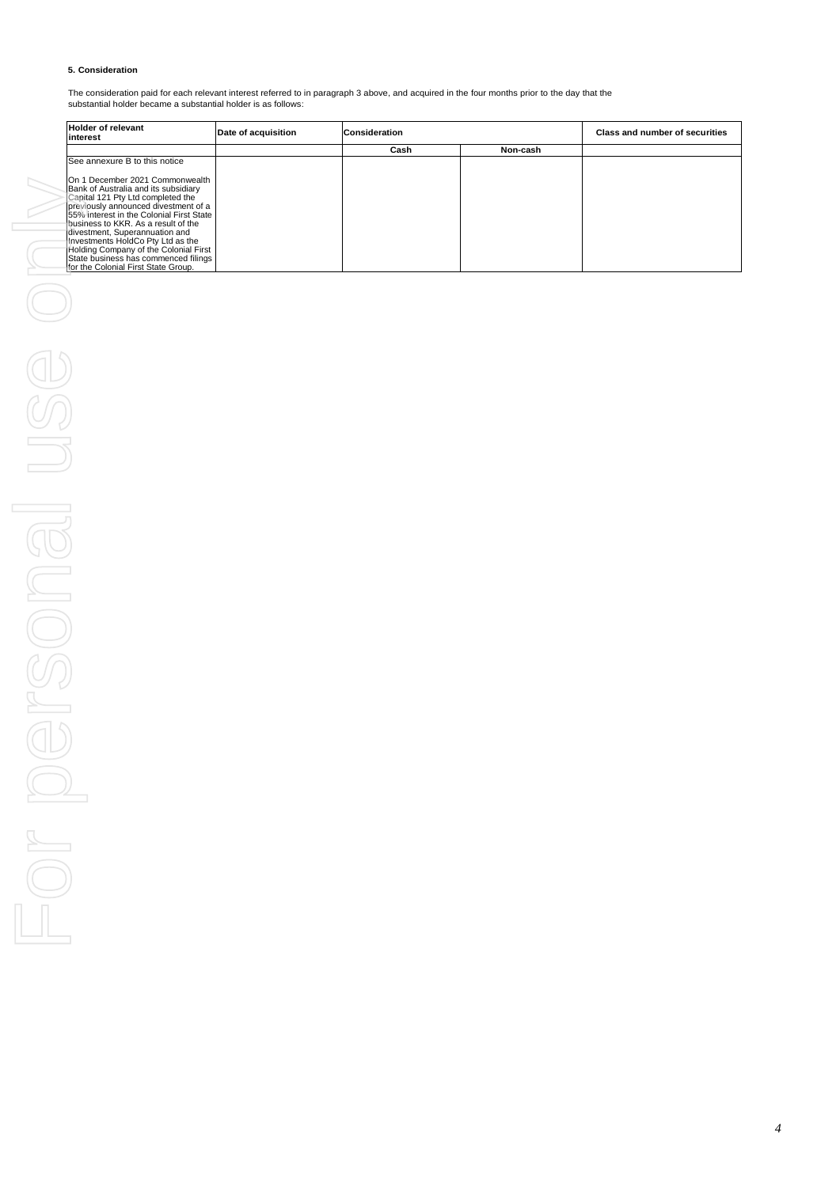**5. Consideration**

The consideration paid for each relevant interest referred to in paragraph 3 above, and acquired in the four months prior to the day that the substantial holder became a substantial holder is as follows:

| Holder of relevant interest | Date of acquisition | Consideration | | Class and number of securities |
|---|---|---|---|---|
| | | Cash | Non-cash | |
| See annexure B to this notice<br><br>On 1 December 2021 Commonwealth Bank of Australia and its subsidiary Capital 121 Pty Ltd completed the previously announced divestment of a 55% interest in the Colonial First State business to KKR. As a result of the divestment, Superannuation and Investments HoldCo Pty Ltd as the Holding Company of the Colonial First State business has commenced filings for the Colonial First State Group. | | | | |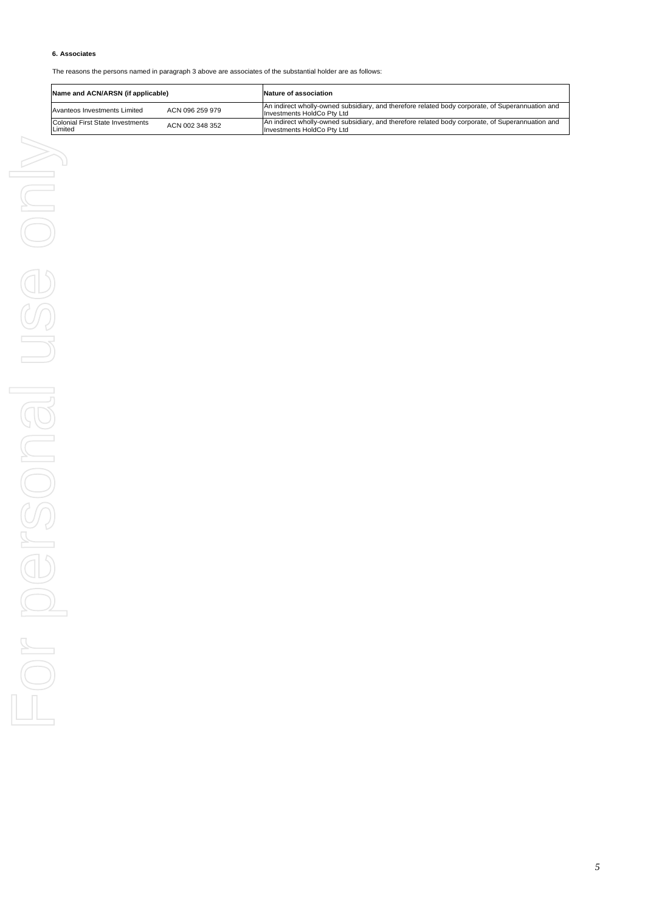#### 6. Associates

The reasons the persons named in paragraph 3 above are associates of the substantial holder are as follows:

| Name and ACN/ARSN (if applicable) | | Nature of association |
|---|---|---|
| Avanteos Investments Limited | ACN 096 259 979 | An indirect wholly-owned subsidiary, and therefore related body corporate, of Superannuation and Investments HoldCo Pty Ltd |
| Colonial First State Investments Limited | ACN 002 348 352 | An indirect wholly-owned subsidiary, and therefore related body corporate, of Superannuation and Investments HoldCo Pty Ltd |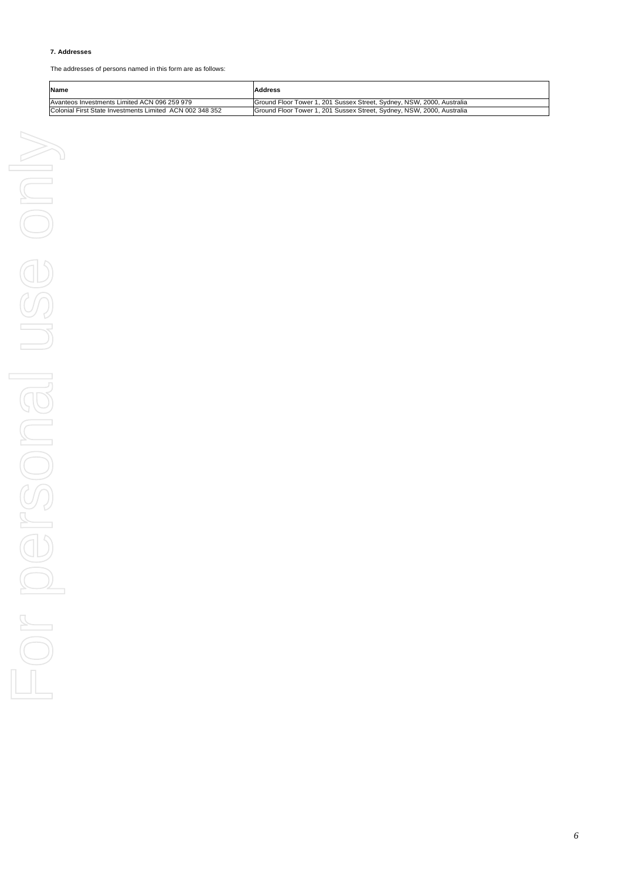**7. Addresses**

The addresses of persons named in this form are as follows:

| Name | Address |
| --- | --- |
| Avanteos Investments Limited ACN 096 259 979 | Ground Floor Tower 1, 201 Sussex Street, Sydney, NSW, 2000, Australia |
| Colonial First State Investments Limited ACN 002 348 352 | Ground Floor Tower 1, 201 Sussex Street, Sydney, NSW, 2000, Australia |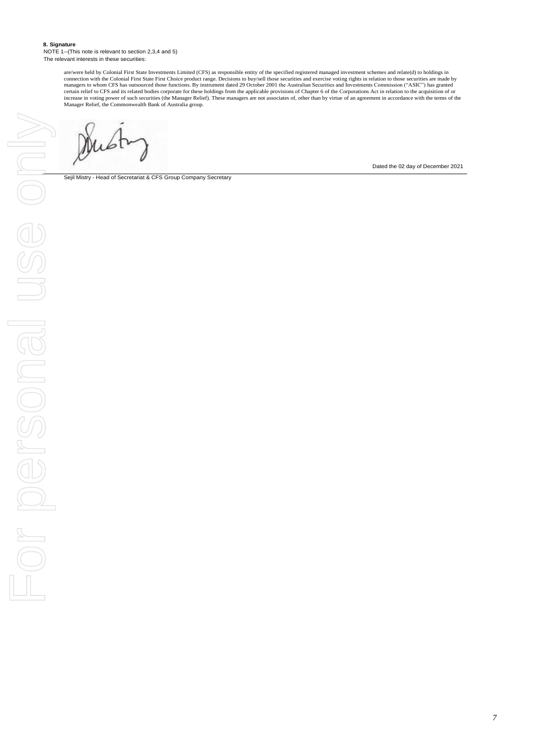**8. Signature**

NOTE 1--(This note is relevant to section 2,3,4 and 5)

The relevant interests in these securities:

are/were held by Colonial First State Investments Limited (CFS) as responsible entity of the specified registered managed investment schemes and relate(d) to holdings in connection with the Colonial First State First Choice product range. Decisions to buy/sell those securities and exercise voting rights in relation to those securities are made by managers to whom CFS has outsourced those functions. By instrument dated 29 October 2001 the Australian Securities and Investments Commission ("ASIC") has granted certain relief to CFS and its related bodies corporate for these holdings from the applicable provisions of Chapter 6 of the Corporations Act in relation to the acquisition of or increase in voting power of such securities (the Manager Relief). These managers are not associates of, other than by virtue of an agreement in accordance with the terms of the Manager Relief, the Commonwealth Bank of Australia group.

Dated the 02 day of December 2021

Sejil Mistry - Head of Secretariat & CFS Group Company Secretary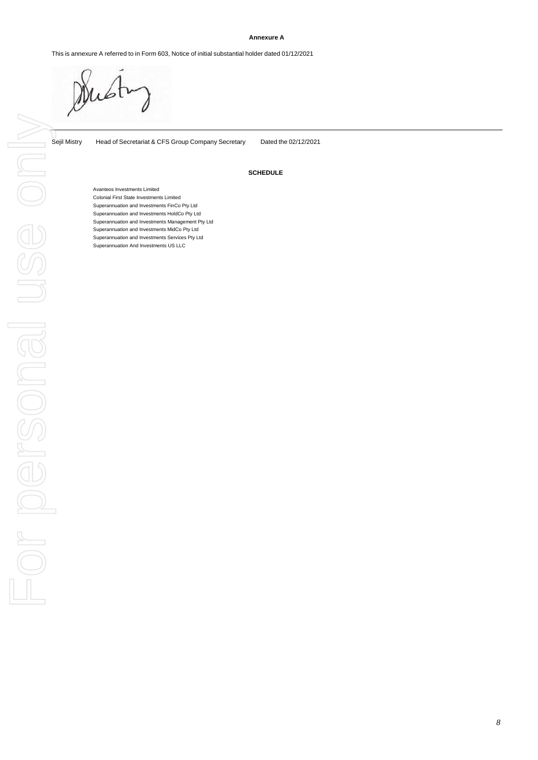**Annexure A**

This is annexure A referred to in Form 603, Notice of initial substantial holder dated 01/12/2021

Sejil Mistry Head of Secretariat & CFS Group Company Secretary Dated the 02/12/2021

**SCHEDULE**

Avanteos Investments Limited
Colonial First State Investments Limited
Superannuation and Investments FinCo Pty Ltd
Superannuation and Investments HoldCo Pty Ltd
Superannuation and Investments Management Pty Ltd
Superannuation and Investments MidCo Pty Ltd
Superannuation and Investments Services Pty Ltd
Superannuation And Investments US LLC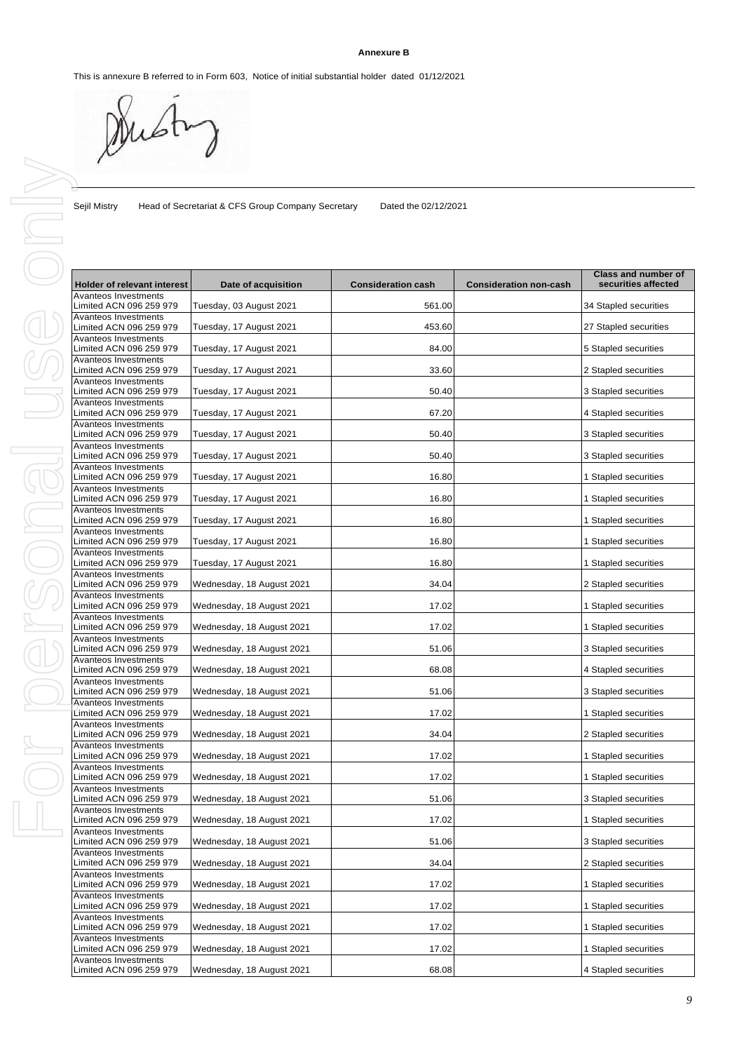**Annexure B**

This is annexure B referred to in Form 603, Notice of initial substantial holder dated 01/12/2021

Sejil Mistry Head of Secretariat & CFS Group Company Secretary Dated the 02/12/2021

| Holder of relevant interest | Date of acquisition | Consideration cash | Consideration non-cash | Class and number of securities affected |
|---|---|---|---|---|
| Avanteos Investments Limited ACN 096 259 979 | Tuesday, 03 August 2021 | 561.00 | | 34 Stapled securities |
| Avanteos Investments Limited ACN 096 259 979 | Tuesday, 17 August 2021 | 453.60 | | 27 Stapled securities |
| Avanteos Investments Limited ACN 096 259 979 | Tuesday, 17 August 2021 | 84.00 | | 5 Stapled securities |
| Avanteos Investments Limited ACN 096 259 979 | Tuesday, 17 August 2021 | 33.60 | | 2 Stapled securities |
| Avanteos Investments Limited ACN 096 259 979 | Tuesday, 17 August 2021 | 50.40 | | 3 Stapled securities |
| Avanteos Investments Limited ACN 096 259 979 | Tuesday, 17 August 2021 | 67.20 | | 4 Stapled securities |
| Avanteos Investments Limited ACN 096 259 979 | Tuesday, 17 August 2021 | 50.40 | | 3 Stapled securities |
| Avanteos Investments Limited ACN 096 259 979 | Tuesday, 17 August 2021 | 50.40 | | 3 Stapled securities |
| Avanteos Investments Limited ACN 096 259 979 | Tuesday, 17 August 2021 | 16.80 | | 1 Stapled securities |
| Avanteos Investments Limited ACN 096 259 979 | Tuesday, 17 August 2021 | 16.80 | | 1 Stapled securities |
| Avanteos Investments Limited ACN 096 259 979 | Tuesday, 17 August 2021 | 16.80 | | 1 Stapled securities |
| Avanteos Investments Limited ACN 096 259 979 | Tuesday, 17 August 2021 | 16.80 | | 1 Stapled securities |
| Avanteos Investments Limited ACN 096 259 979 | Tuesday, 17 August 2021 | 16.80 | | 1 Stapled securities |
| Avanteos Investments Limited ACN 096 259 979 | Wednesday, 18 August 2021 | 34.04 | | 2 Stapled securities |
| Avanteos Investments Limited ACN 096 259 979 | Wednesday, 18 August 2021 | 17.02 | | 1 Stapled securities |
| Avanteos Investments Limited ACN 096 259 979 | Wednesday, 18 August 2021 | 17.02 | | 1 Stapled securities |
| Avanteos Investments Limited ACN 096 259 979 | Wednesday, 18 August 2021 | 51.06 | | 3 Stapled securities |
| Avanteos Investments Limited ACN 096 259 979 | Wednesday, 18 August 2021 | 68.08 | | 4 Stapled securities |
| Avanteos Investments Limited ACN 096 259 979 | Wednesday, 18 August 2021 | 51.06 | | 3 Stapled securities |
| Avanteos Investments Limited ACN 096 259 979 | Wednesday, 18 August 2021 | 17.02 | | 1 Stapled securities |
| Avanteos Investments Limited ACN 096 259 979 | Wednesday, 18 August 2021 | 34.04 | | 2 Stapled securities |
| Avanteos Investments Limited ACN 096 259 979 | Wednesday, 18 August 2021 | 17.02 | | 1 Stapled securities |
| Avanteos Investments Limited ACN 096 259 979 | Wednesday, 18 August 2021 | 17.02 | | 1 Stapled securities |
| Avanteos Investments Limited ACN 096 259 979 | Wednesday, 18 August 2021 | 51.06 | | 3 Stapled securities |
| Avanteos Investments Limited ACN 096 259 979 | Wednesday, 18 August 2021 | 17.02 | | 1 Stapled securities |
| Avanteos Investments Limited ACN 096 259 979 | Wednesday, 18 August 2021 | 51.06 | | 3 Stapled securities |
| Avanteos Investments Limited ACN 096 259 979 | Wednesday, 18 August 2021 | 34.04 | | 2 Stapled securities |
| Avanteos Investments Limited ACN 096 259 979 | Wednesday, 18 August 2021 | 17.02 | | 1 Stapled securities |
| Avanteos Investments Limited ACN 096 259 979 | Wednesday, 18 August 2021 | 17.02 | | 1 Stapled securities |
| Avanteos Investments Limited ACN 096 259 979 | Wednesday, 18 August 2021 | 17.02 | | 1 Stapled securities |
| Avanteos Investments Limited ACN 096 259 979 | Wednesday, 18 August 2021 | 17.02 | | 1 Stapled securities |
| Avanteos Investments Limited ACN 096 259 979 | Wednesday, 18 August 2021 | 68.08 | | 4 Stapled securities |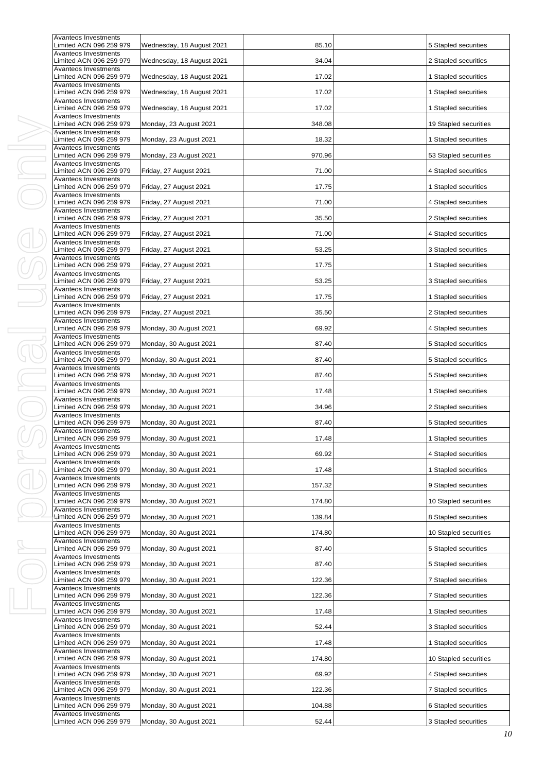| | | | | |
|---|---|---|---|---|
| Avanteos Investments Limited ACN 096 259 979 | Wednesday, 18 August 2021 | 85.10 | | 5 Stapled securities |
| Avanteos Investments Limited ACN 096 259 979 | Wednesday, 18 August 2021 | 34.04 | | 2 Stapled securities |
| Avanteos Investments Limited ACN 096 259 979 | Wednesday, 18 August 2021 | 17.02 | | 1 Stapled securities |
| Avanteos Investments Limited ACN 096 259 979 | Wednesday, 18 August 2021 | 17.02 | | 1 Stapled securities |
| Avanteos Investments Limited ACN 096 259 979 | Wednesday, 18 August 2021 | 17.02 | | 1 Stapled securities |
| Avanteos Investments Limited ACN 096 259 979 | Monday, 23 August 2021 | 348.08 | | 19 Stapled securities |
| Avanteos Investments Limited ACN 096 259 979 | Monday, 23 August 2021 | 18.32 | | 1 Stapled securities |
| Avanteos Investments Limited ACN 096 259 979 | Monday, 23 August 2021 | 970.96 | | 53 Stapled securities |
| Avanteos Investments Limited ACN 096 259 979 | Friday, 27 August 2021 | 71.00 | | 4 Stapled securities |
| Avanteos Investments Limited ACN 096 259 979 | Friday, 27 August 2021 | 17.75 | | 1 Stapled securities |
| Avanteos Investments Limited ACN 096 259 979 | Friday, 27 August 2021 | 71.00 | | 4 Stapled securities |
| Avanteos Investments Limited ACN 096 259 979 | Friday, 27 August 2021 | 35.50 | | 2 Stapled securities |
| Avanteos Investments Limited ACN 096 259 979 | Friday, 27 August 2021 | 71.00 | | 4 Stapled securities |
| Avanteos Investments Limited ACN 096 259 979 | Friday, 27 August 2021 | 53.25 | | 3 Stapled securities |
| Avanteos Investments Limited ACN 096 259 979 | Friday, 27 August 2021 | 17.75 | | 1 Stapled securities |
| Avanteos Investments Limited ACN 096 259 979 | Friday, 27 August 2021 | 53.25 | | 3 Stapled securities |
| Avanteos Investments Limited ACN 096 259 979 | Friday, 27 August 2021 | 17.75 | | 1 Stapled securities |
| Avanteos Investments Limited ACN 096 259 979 | Friday, 27 August 2021 | 35.50 | | 2 Stapled securities |
| Avanteos Investments Limited ACN 096 259 979 | Monday, 30 August 2021 | 69.92 | | 4 Stapled securities |
| Avanteos Investments Limited ACN 096 259 979 | Monday, 30 August 2021 | 87.40 | | 5 Stapled securities |
| Avanteos Investments Limited ACN 096 259 979 | Monday, 30 August 2021 | 87.40 | | 5 Stapled securities |
| Avanteos Investments Limited ACN 096 259 979 | Monday, 30 August 2021 | 87.40 | | 5 Stapled securities |
| Avanteos Investments Limited ACN 096 259 979 | Monday, 30 August 2021 | 17.48 | | 1 Stapled securities |
| Avanteos Investments Limited ACN 096 259 979 | Monday, 30 August 2021 | 34.96 | | 2 Stapled securities |
| Avanteos Investments Limited ACN 096 259 979 | Monday, 30 August 2021 | 87.40 | | 5 Stapled securities |
| Avanteos Investments Limited ACN 096 259 979 | Monday, 30 August 2021 | 17.48 | | 1 Stapled securities |
| Avanteos Investments Limited ACN 096 259 979 | Monday, 30 August 2021 | 69.92 | | 4 Stapled securities |
| Avanteos Investments Limited ACN 096 259 979 | Monday, 30 August 2021 | 17.48 | | 1 Stapled securities |
| Avanteos Investments Limited ACN 096 259 979 | Monday, 30 August 2021 | 157.32 | | 9 Stapled securities |
| Avanteos Investments Limited ACN 096 259 979 | Monday, 30 August 2021 | 174.80 | | 10 Stapled securities |
| Avanteos Investments Limited ACN 096 259 979 | Monday, 30 August 2021 | 139.84 | | 8 Stapled securities |
| Avanteos Investments Limited ACN 096 259 979 | Monday, 30 August 2021 | 174.80 | | 10 Stapled securities |
| Avanteos Investments Limited ACN 096 259 979 | Monday, 30 August 2021 | 87.40 | | 5 Stapled securities |
| Avanteos Investments Limited ACN 096 259 979 | Monday, 30 August 2021 | 87.40 | | 5 Stapled securities |
| Avanteos Investments Limited ACN 096 259 979 | Monday, 30 August 2021 | 122.36 | | 7 Stapled securities |
| Avanteos Investments Limited ACN 096 259 979 | Monday, 30 August 2021 | 122.36 | | 7 Stapled securities |
| Avanteos Investments Limited ACN 096 259 979 | Monday, 30 August 2021 | 17.48 | | 1 Stapled securities |
| Avanteos Investments Limited ACN 096 259 979 | Monday, 30 August 2021 | 52.44 | | 3 Stapled securities |
| Avanteos Investments Limited ACN 096 259 979 | Monday, 30 August 2021 | 17.48 | | 1 Stapled securities |
| Avanteos Investments Limited ACN 096 259 979 | Monday, 30 August 2021 | 174.80 | | 10 Stapled securities |
| Avanteos Investments Limited ACN 096 259 979 | Monday, 30 August 2021 | 69.92 | | 4 Stapled securities |
| Avanteos Investments Limited ACN 096 259 979 | Monday, 30 August 2021 | 122.36 | | 7 Stapled securities |
| Avanteos Investments Limited ACN 096 259 979 | Monday, 30 August 2021 | 104.88 | | 6 Stapled securities |
| Avanteos Investments Limited ACN 096 259 979 | Monday, 30 August 2021 | 52.44 | | 3 Stapled securities |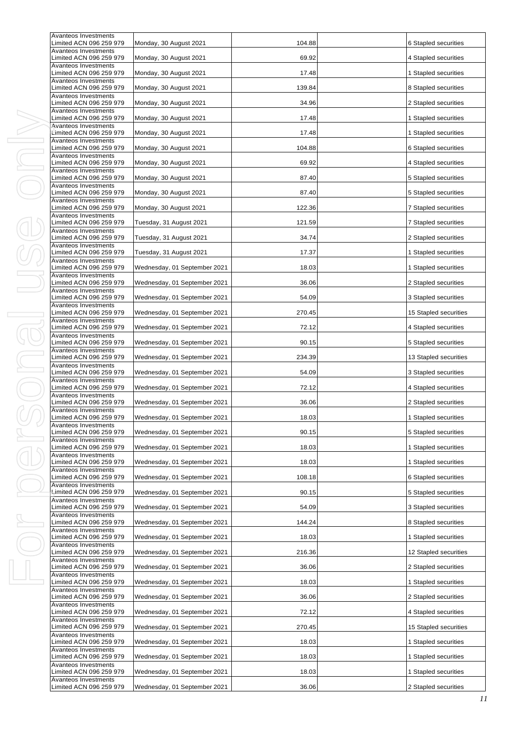| | | | | |
|---|---|---|---|---|
| Avanteos Investments Limited ACN 096 259 979 | Monday, 30 August 2021 | 104.88 | | 6 Stapled securities |
| Avanteos Investments Limited ACN 096 259 979 | Monday, 30 August 2021 | 69.92 | | 4 Stapled securities |
| Avanteos Investments Limited ACN 096 259 979 | Monday, 30 August 2021 | 17.48 | | 1 Stapled securities |
| Avanteos Investments Limited ACN 096 259 979 | Monday, 30 August 2021 | 139.84 | | 8 Stapled securities |
| Avanteos Investments Limited ACN 096 259 979 | Monday, 30 August 2021 | 34.96 | | 2 Stapled securities |
| Avanteos Investments Limited ACN 096 259 979 | Monday, 30 August 2021 | 17.48 | | 1 Stapled securities |
| Avanteos Investments Limited ACN 096 259 979 | Monday, 30 August 2021 | 17.48 | | 1 Stapled securities |
| Avanteos Investments Limited ACN 096 259 979 | Monday, 30 August 2021 | 104.88 | | 6 Stapled securities |
| Avanteos Investments Limited ACN 096 259 979 | Monday, 30 August 2021 | 69.92 | | 4 Stapled securities |
| Avanteos Investments Limited ACN 096 259 979 | Monday, 30 August 2021 | 87.40 | | 5 Stapled securities |
| Avanteos Investments Limited ACN 096 259 979 | Monday, 30 August 2021 | 87.40 | | 5 Stapled securities |
| Avanteos Investments Limited ACN 096 259 979 | Monday, 30 August 2021 | 122.36 | | 7 Stapled securities |
| Avanteos Investments Limited ACN 096 259 979 | Tuesday, 31 August 2021 | 121.59 | | 7 Stapled securities |
| Avanteos Investments Limited ACN 096 259 979 | Tuesday, 31 August 2021 | 34.74 | | 2 Stapled securities |
| Avanteos Investments Limited ACN 096 259 979 | Tuesday, 31 August 2021 | 17.37 | | 1 Stapled securities |
| Avanteos Investments Limited ACN 096 259 979 | Wednesday, 01 September 2021 | 18.03 | | 1 Stapled securities |
| Avanteos Investments Limited ACN 096 259 979 | Wednesday, 01 September 2021 | 36.06 | | 2 Stapled securities |
| Avanteos Investments Limited ACN 096 259 979 | Wednesday, 01 September 2021 | 54.09 | | 3 Stapled securities |
| Avanteos Investments Limited ACN 096 259 979 | Wednesday, 01 September 2021 | 270.45 | | 15 Stapled securities |
| Avanteos Investments Limited ACN 096 259 979 | Wednesday, 01 September 2021 | 72.12 | | 4 Stapled securities |
| Avanteos Investments Limited ACN 096 259 979 | Wednesday, 01 September 2021 | 90.15 | | 5 Stapled securities |
| Avanteos Investments Limited ACN 096 259 979 | Wednesday, 01 September 2021 | 234.39 | | 13 Stapled securities |
| Avanteos Investments Limited ACN 096 259 979 | Wednesday, 01 September 2021 | 54.09 | | 3 Stapled securities |
| Avanteos Investments Limited ACN 096 259 979 | Wednesday, 01 September 2021 | 72.12 | | 4 Stapled securities |
| Avanteos Investments Limited ACN 096 259 979 | Wednesday, 01 September 2021 | 36.06 | | 2 Stapled securities |
| Avanteos Investments Limited ACN 096 259 979 | Wednesday, 01 September 2021 | 18.03 | | 1 Stapled securities |
| Avanteos Investments Limited ACN 096 259 979 | Wednesday, 01 September 2021 | 90.15 | | 5 Stapled securities |
| Avanteos Investments Limited ACN 096 259 979 | Wednesday, 01 September 2021 | 18.03 | | 1 Stapled securities |
| Avanteos Investments Limited ACN 096 259 979 | Wednesday, 01 September 2021 | 18.03 | | 1 Stapled securities |
| Avanteos Investments Limited ACN 096 259 979 | Wednesday, 01 September 2021 | 108.18 | | 6 Stapled securities |
| Avanteos Investments Limited ACN 096 259 979 | Wednesday, 01 September 2021 | 90.15 | | 5 Stapled securities |
| Avanteos Investments Limited ACN 096 259 979 | Wednesday, 01 September 2021 | 54.09 | | 3 Stapled securities |
| Avanteos Investments Limited ACN 096 259 979 | Wednesday, 01 September 2021 | 144.24 | | 8 Stapled securities |
| Avanteos Investments Limited ACN 096 259 979 | Wednesday, 01 September 2021 | 18.03 | | 1 Stapled securities |
| Avanteos Investments Limited ACN 096 259 979 | Wednesday, 01 September 2021 | 216.36 | | 12 Stapled securities |
| Avanteos Investments Limited ACN 096 259 979 | Wednesday, 01 September 2021 | 36.06 | | 2 Stapled securities |
| Avanteos Investments Limited ACN 096 259 979 | Wednesday, 01 September 2021 | 18.03 | | 1 Stapled securities |
| Avanteos Investments Limited ACN 096 259 979 | Wednesday, 01 September 2021 | 36.06 | | 2 Stapled securities |
| Avanteos Investments Limited ACN 096 259 979 | Wednesday, 01 September 2021 | 72.12 | | 4 Stapled securities |
| Avanteos Investments Limited ACN 096 259 979 | Wednesday, 01 September 2021 | 270.45 | | 15 Stapled securities |
| Avanteos Investments Limited ACN 096 259 979 | Wednesday, 01 September 2021 | 18.03 | | 1 Stapled securities |
| Avanteos Investments Limited ACN 096 259 979 | Wednesday, 01 September 2021 | 18.03 | | 1 Stapled securities |
| Avanteos Investments Limited ACN 096 259 979 | Wednesday, 01 September 2021 | 18.03 | | 1 Stapled securities |
| Avanteos Investments Limited ACN 096 259 979 | Wednesday, 01 September 2021 | 36.06 | | 2 Stapled securities |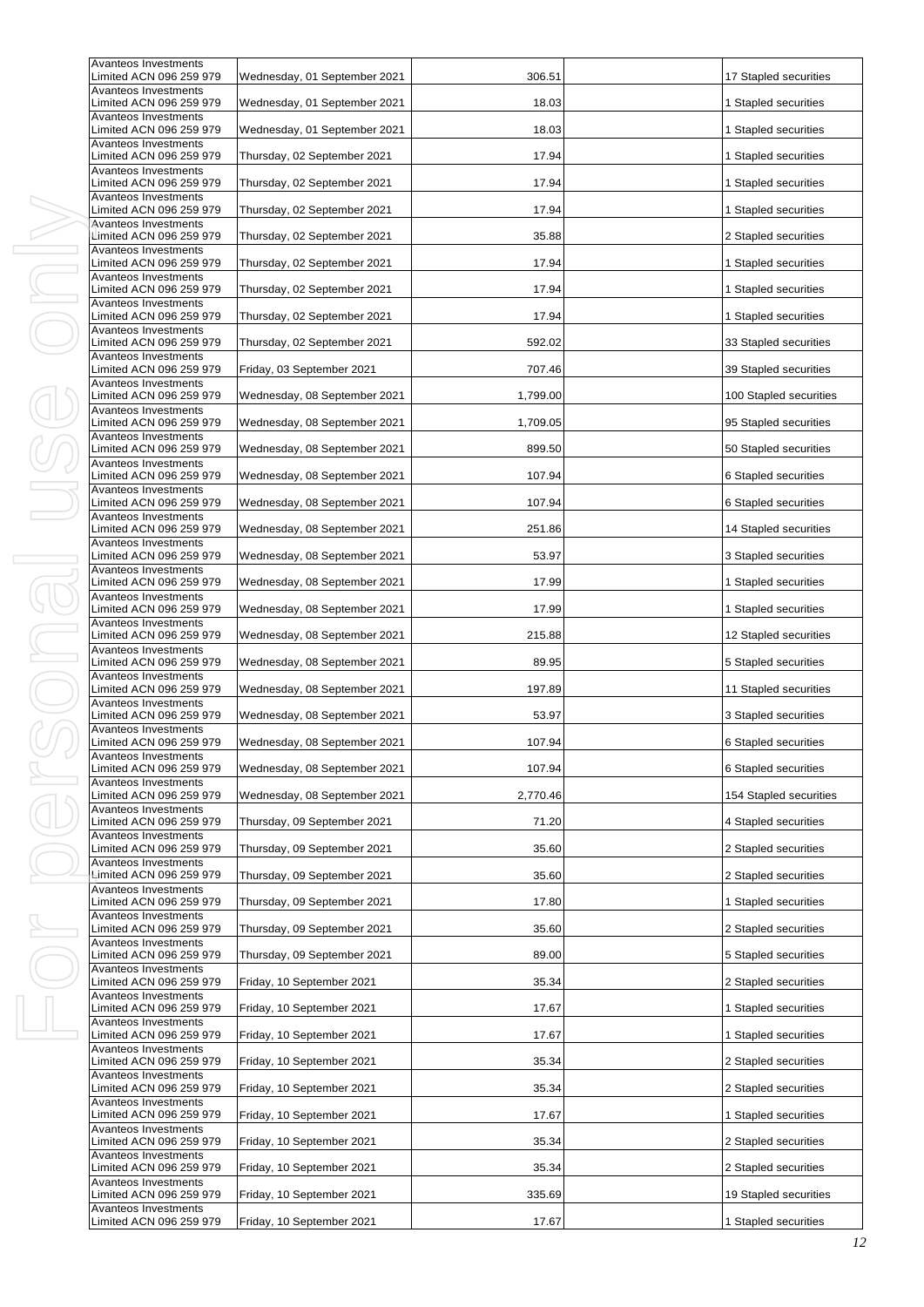| | | | | |
|---|---|---|---|---|
| Avanteos Investments Limited ACN 096 259 979 | Wednesday, 01 September 2021 | 306.51 | | 17 Stapled securities |
| Avanteos Investments Limited ACN 096 259 979 | Wednesday, 01 September 2021 | 18.03 | | 1 Stapled securities |
| Avanteos Investments Limited ACN 096 259 979 | Wednesday, 01 September 2021 | 18.03 | | 1 Stapled securities |
| Avanteos Investments Limited ACN 096 259 979 | Thursday, 02 September 2021 | 17.94 | | 1 Stapled securities |
| Avanteos Investments Limited ACN 096 259 979 | Thursday, 02 September 2021 | 17.94 | | 1 Stapled securities |
| Avanteos Investments Limited ACN 096 259 979 | Thursday, 02 September 2021 | 17.94 | | 1 Stapled securities |
| Avanteos Investments Limited ACN 096 259 979 | Thursday, 02 September 2021 | 35.88 | | 2 Stapled securities |
| Avanteos Investments Limited ACN 096 259 979 | Thursday, 02 September 2021 | 17.94 | | 1 Stapled securities |
| Avanteos Investments Limited ACN 096 259 979 | Thursday, 02 September 2021 | 17.94 | | 1 Stapled securities |
| Avanteos Investments Limited ACN 096 259 979 | Thursday, 02 September 2021 | 17.94 | | 1 Stapled securities |
| Avanteos Investments Limited ACN 096 259 979 | Thursday, 02 September 2021 | 592.02 | | 33 Stapled securities |
| Avanteos Investments Limited ACN 096 259 979 | Friday, 03 September 2021 | 707.46 | | 39 Stapled securities |
| Avanteos Investments Limited ACN 096 259 979 | Wednesday, 08 September 2021 | 1,799.00 | | 100 Stapled securities |
| Avanteos Investments Limited ACN 096 259 979 | Wednesday, 08 September 2021 | 1,709.05 | | 95 Stapled securities |
| Avanteos Investments Limited ACN 096 259 979 | Wednesday, 08 September 2021 | 899.50 | | 50 Stapled securities |
| Avanteos Investments Limited ACN 096 259 979 | Wednesday, 08 September 2021 | 107.94 | | 6 Stapled securities |
| Avanteos Investments Limited ACN 096 259 979 | Wednesday, 08 September 2021 | 107.94 | | 6 Stapled securities |
| Avanteos Investments Limited ACN 096 259 979 | Wednesday, 08 September 2021 | 251.86 | | 14 Stapled securities |
| Avanteos Investments Limited ACN 096 259 979 | Wednesday, 08 September 2021 | 53.97 | | 3 Stapled securities |
| Avanteos Investments Limited ACN 096 259 979 | Wednesday, 08 September 2021 | 17.99 | | 1 Stapled securities |
| Avanteos Investments Limited ACN 096 259 979 | Wednesday, 08 September 2021 | 17.99 | | 1 Stapled securities |
| Avanteos Investments Limited ACN 096 259 979 | Wednesday, 08 September 2021 | 215.88 | | 12 Stapled securities |
| Avanteos Investments Limited ACN 096 259 979 | Wednesday, 08 September 2021 | 89.95 | | 5 Stapled securities |
| Avanteos Investments Limited ACN 096 259 979 | Wednesday, 08 September 2021 | 197.89 | | 11 Stapled securities |
| Avanteos Investments Limited ACN 096 259 979 | Wednesday, 08 September 2021 | 53.97 | | 3 Stapled securities |
| Avanteos Investments Limited ACN 096 259 979 | Wednesday, 08 September 2021 | 107.94 | | 6 Stapled securities |
| Avanteos Investments Limited ACN 096 259 979 | Wednesday, 08 September 2021 | 107.94 | | 6 Stapled securities |
| Avanteos Investments Limited ACN 096 259 979 | Wednesday, 08 September 2021 | 2,770.46 | | 154 Stapled securities |
| Avanteos Investments Limited ACN 096 259 979 | Thursday, 09 September 2021 | 71.20 | | 4 Stapled securities |
| Avanteos Investments Limited ACN 096 259 979 | Thursday, 09 September 2021 | 35.60 | | 2 Stapled securities |
| Avanteos Investments Limited ACN 096 259 979 | Thursday, 09 September 2021 | 35.60 | | 2 Stapled securities |
| Avanteos Investments Limited ACN 096 259 979 | Thursday, 09 September 2021 | 17.80 | | 1 Stapled securities |
| Avanteos Investments Limited ACN 096 259 979 | Thursday, 09 September 2021 | 35.60 | | 2 Stapled securities |
| Avanteos Investments Limited ACN 096 259 979 | Thursday, 09 September 2021 | 89.00 | | 5 Stapled securities |
| Avanteos Investments Limited ACN 096 259 979 | Friday, 10 September 2021 | 35.34 | | 2 Stapled securities |
| Avanteos Investments Limited ACN 096 259 979 | Friday, 10 September 2021 | 17.67 | | 1 Stapled securities |
| Avanteos Investments Limited ACN 096 259 979 | Friday, 10 September 2021 | 17.67 | | 1 Stapled securities |
| Avanteos Investments Limited ACN 096 259 979 | Friday, 10 September 2021 | 35.34 | | 2 Stapled securities |
| Avanteos Investments Limited ACN 096 259 979 | Friday, 10 September 2021 | 35.34 | | 2 Stapled securities |
| Avanteos Investments Limited ACN 096 259 979 | Friday, 10 September 2021 | 17.67 | | 1 Stapled securities |
| Avanteos Investments Limited ACN 096 259 979 | Friday, 10 September 2021 | 35.34 | | 2 Stapled securities |
| Avanteos Investments Limited ACN 096 259 979 | Friday, 10 September 2021 | 35.34 | | 2 Stapled securities |
| Avanteos Investments Limited ACN 096 259 979 | Friday, 10 September 2021 | 335.69 | | 19 Stapled securities |
| Avanteos Investments Limited ACN 096 259 979 | Friday, 10 September 2021 | 17.67 | | 1 Stapled securities |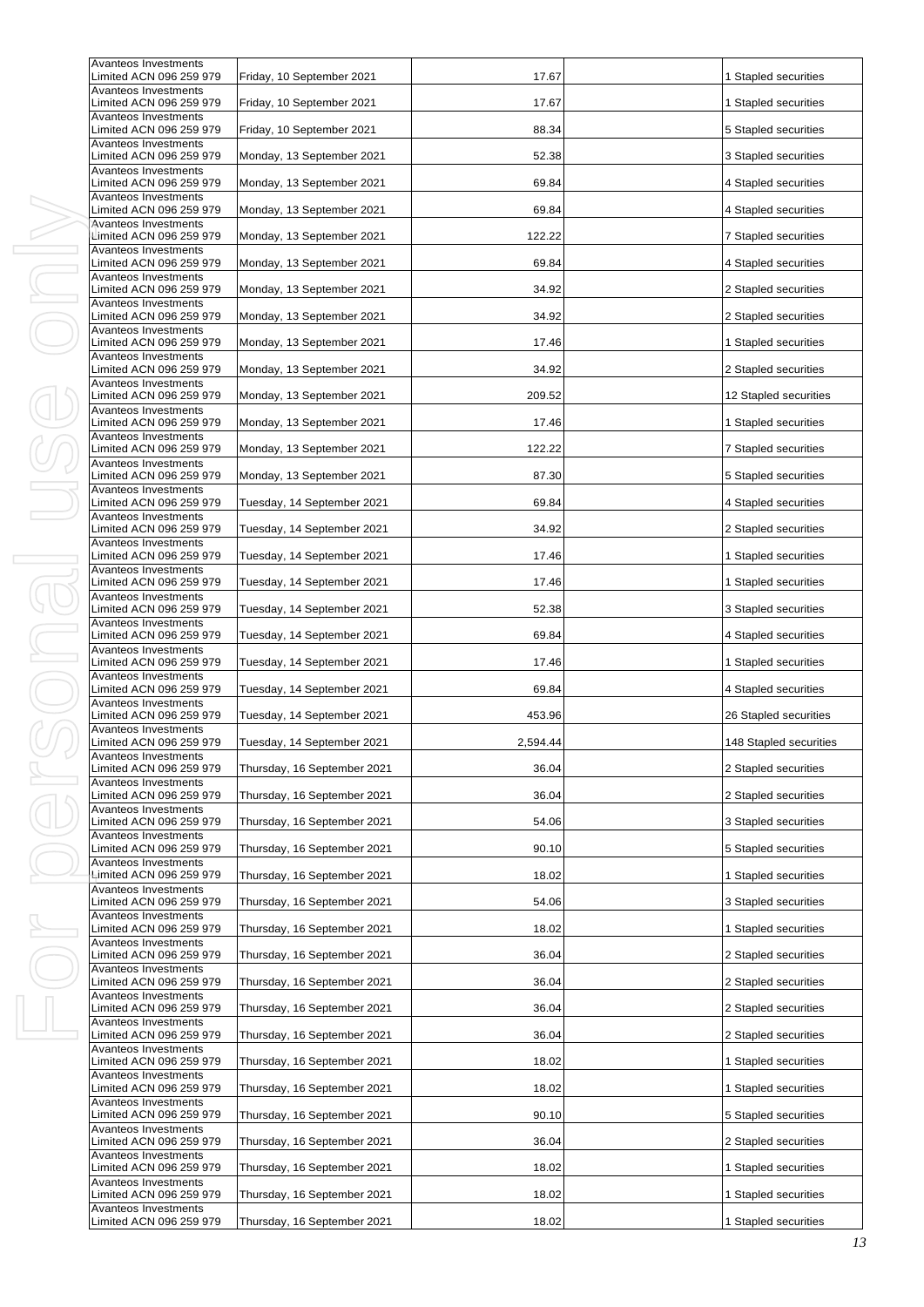| | | | | |
|---|---|---|---|---|
| Avanteos Investments Limited ACN 096 259 979 | Friday, 10 September 2021 | 17.67 | | 1 Stapled securities |
| Avanteos Investments Limited ACN 096 259 979 | Friday, 10 September 2021 | 17.67 | | 1 Stapled securities |
| Avanteos Investments Limited ACN 096 259 979 | Friday, 10 September 2021 | 88.34 | | 5 Stapled securities |
| Avanteos Investments Limited ACN 096 259 979 | Monday, 13 September 2021 | 52.38 | | 3 Stapled securities |
| Avanteos Investments Limited ACN 096 259 979 | Monday, 13 September 2021 | 69.84 | | 4 Stapled securities |
| Avanteos Investments Limited ACN 096 259 979 | Monday, 13 September 2021 | 69.84 | | 4 Stapled securities |
| Avanteos Investments Limited ACN 096 259 979 | Monday, 13 September 2021 | 122.22 | | 7 Stapled securities |
| Avanteos Investments Limited ACN 096 259 979 | Monday, 13 September 2021 | 69.84 | | 4 Stapled securities |
| Avanteos Investments Limited ACN 096 259 979 | Monday, 13 September 2021 | 34.92 | | 2 Stapled securities |
| Avanteos Investments Limited ACN 096 259 979 | Monday, 13 September 2021 | 34.92 | | 2 Stapled securities |
| Avanteos Investments Limited ACN 096 259 979 | Monday, 13 September 2021 | 17.46 | | 1 Stapled securities |
| Avanteos Investments Limited ACN 096 259 979 | Monday, 13 September 2021 | 34.92 | | 2 Stapled securities |
| Avanteos Investments Limited ACN 096 259 979 | Monday, 13 September 2021 | 209.52 | | 12 Stapled securities |
| Avanteos Investments Limited ACN 096 259 979 | Monday, 13 September 2021 | 17.46 | | 1 Stapled securities |
| Avanteos Investments Limited ACN 096 259 979 | Monday, 13 September 2021 | 122.22 | | 7 Stapled securities |
| Avanteos Investments Limited ACN 096 259 979 | Monday, 13 September 2021 | 87.30 | | 5 Stapled securities |
| Avanteos Investments Limited ACN 096 259 979 | Tuesday, 14 September 2021 | 69.84 | | 4 Stapled securities |
| Avanteos Investments Limited ACN 096 259 979 | Tuesday, 14 September 2021 | 34.92 | | 2 Stapled securities |
| Avanteos Investments Limited ACN 096 259 979 | Tuesday, 14 September 2021 | 17.46 | | 1 Stapled securities |
| Avanteos Investments Limited ACN 096 259 979 | Tuesday, 14 September 2021 | 17.46 | | 1 Stapled securities |
| Avanteos Investments Limited ACN 096 259 979 | Tuesday, 14 September 2021 | 52.38 | | 3 Stapled securities |
| Avanteos Investments Limited ACN 096 259 979 | Tuesday, 14 September 2021 | 69.84 | | 4 Stapled securities |
| Avanteos Investments Limited ACN 096 259 979 | Tuesday, 14 September 2021 | 17.46 | | 1 Stapled securities |
| Avanteos Investments Limited ACN 096 259 979 | Tuesday, 14 September 2021 | 69.84 | | 4 Stapled securities |
| Avanteos Investments Limited ACN 096 259 979 | Tuesday, 14 September 2021 | 453.96 | | 26 Stapled securities |
| Avanteos Investments Limited ACN 096 259 979 | Tuesday, 14 September 2021 | 2,594.44 | | 148 Stapled securities |
| Avanteos Investments Limited ACN 096 259 979 | Thursday, 16 September 2021 | 36.04 | | 2 Stapled securities |
| Avanteos Investments Limited ACN 096 259 979 | Thursday, 16 September 2021 | 36.04 | | 2 Stapled securities |
| Avanteos Investments Limited ACN 096 259 979 | Thursday, 16 September 2021 | 54.06 | | 3 Stapled securities |
| Avanteos Investments Limited ACN 096 259 979 | Thursday, 16 September 2021 | 90.10 | | 5 Stapled securities |
| Avanteos Investments Limited ACN 096 259 979 | Thursday, 16 September 2021 | 18.02 | | 1 Stapled securities |
| Avanteos Investments Limited ACN 096 259 979 | Thursday, 16 September 2021 | 54.06 | | 3 Stapled securities |
| Avanteos Investments Limited ACN 096 259 979 | Thursday, 16 September 2021 | 18.02 | | 1 Stapled securities |
| Avanteos Investments Limited ACN 096 259 979 | Thursday, 16 September 2021 | 36.04 | | 2 Stapled securities |
| Avanteos Investments Limited ACN 096 259 979 | Thursday, 16 September 2021 | 36.04 | | 2 Stapled securities |
| Avanteos Investments Limited ACN 096 259 979 | Thursday, 16 September 2021 | 36.04 | | 2 Stapled securities |
| Avanteos Investments Limited ACN 096 259 979 | Thursday, 16 September 2021 | 36.04 | | 2 Stapled securities |
| Avanteos Investments Limited ACN 096 259 979 | Thursday, 16 September 2021 | 18.02 | | 1 Stapled securities |
| Avanteos Investments Limited ACN 096 259 979 | Thursday, 16 September 2021 | 18.02 | | 1 Stapled securities |
| Avanteos Investments Limited ACN 096 259 979 | Thursday, 16 September 2021 | 90.10 | | 5 Stapled securities |
| Avanteos Investments Limited ACN 096 259 979 | Thursday, 16 September 2021 | 36.04 | | 2 Stapled securities |
| Avanteos Investments Limited ACN 096 259 979 | Thursday, 16 September 2021 | 18.02 | | 1 Stapled securities |
| Avanteos Investments Limited ACN 096 259 979 | Thursday, 16 September 2021 | 18.02 | | 1 Stapled securities |
| Avanteos Investments Limited ACN 096 259 979 | Thursday, 16 September 2021 | 18.02 | | 1 Stapled securities |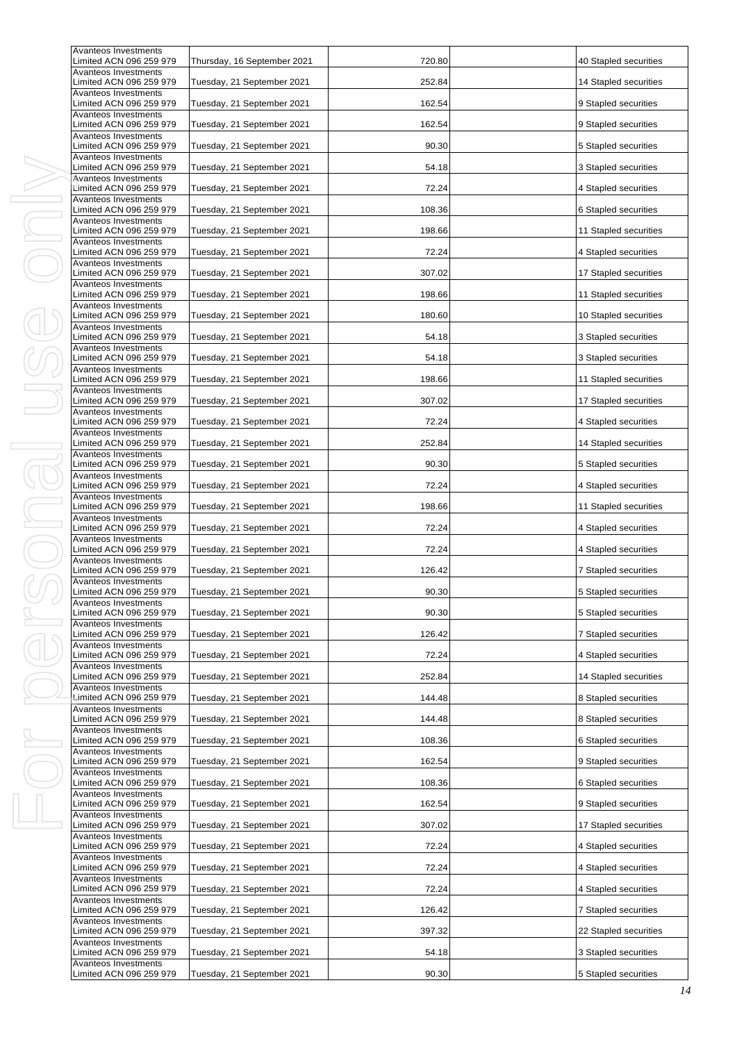| | | | | |
|---|---|---|---|---|
| Avanteos Investments Limited ACN 096 259 979 | Thursday, 16 September 2021 | 720.80 | | 40 Stapled securities |
| Avanteos Investments Limited ACN 096 259 979 | Tuesday, 21 September 2021 | 252.84 | | 14 Stapled securities |
| Avanteos Investments Limited ACN 096 259 979 | Tuesday, 21 September 2021 | 162.54 | | 9 Stapled securities |
| Avanteos Investments Limited ACN 096 259 979 | Tuesday, 21 September 2021 | 162.54 | | 9 Stapled securities |
| Avanteos Investments Limited ACN 096 259 979 | Tuesday, 21 September 2021 | 90.30 | | 5 Stapled securities |
| Avanteos Investments Limited ACN 096 259 979 | Tuesday, 21 September 2021 | 54.18 | | 3 Stapled securities |
| Avanteos Investments Limited ACN 096 259 979 | Tuesday, 21 September 2021 | 72.24 | | 4 Stapled securities |
| Avanteos Investments Limited ACN 096 259 979 | Tuesday, 21 September 2021 | 108.36 | | 6 Stapled securities |
| Avanteos Investments Limited ACN 096 259 979 | Tuesday, 21 September 2021 | 198.66 | | 11 Stapled securities |
| Avanteos Investments Limited ACN 096 259 979 | Tuesday, 21 September 2021 | 72.24 | | 4 Stapled securities |
| Avanteos Investments Limited ACN 096 259 979 | Tuesday, 21 September 2021 | 307.02 | | 17 Stapled securities |
| Avanteos Investments Limited ACN 096 259 979 | Tuesday, 21 September 2021 | 198.66 | | 11 Stapled securities |
| Avanteos Investments Limited ACN 096 259 979 | Tuesday, 21 September 2021 | 180.60 | | 10 Stapled securities |
| Avanteos Investments Limited ACN 096 259 979 | Tuesday, 21 September 2021 | 54.18 | | 3 Stapled securities |
| Avanteos Investments Limited ACN 096 259 979 | Tuesday, 21 September 2021 | 54.18 | | 3 Stapled securities |
| Avanteos Investments Limited ACN 096 259 979 | Tuesday, 21 September 2021 | 198.66 | | 11 Stapled securities |
| Avanteos Investments Limited ACN 096 259 979 | Tuesday, 21 September 2021 | 307.02 | | 17 Stapled securities |
| Avanteos Investments Limited ACN 096 259 979 | Tuesday, 21 September 2021 | 72.24 | | 4 Stapled securities |
| Avanteos Investments Limited ACN 096 259 979 | Tuesday, 21 September 2021 | 252.84 | | 14 Stapled securities |
| Avanteos Investments Limited ACN 096 259 979 | Tuesday, 21 September 2021 | 90.30 | | 5 Stapled securities |
| Avanteos Investments Limited ACN 096 259 979 | Tuesday, 21 September 2021 | 72.24 | | 4 Stapled securities |
| Avanteos Investments Limited ACN 096 259 979 | Tuesday, 21 September 2021 | 198.66 | | 11 Stapled securities |
| Avanteos Investments Limited ACN 096 259 979 | Tuesday, 21 September 2021 | 72.24 | | 4 Stapled securities |
| Avanteos Investments Limited ACN 096 259 979 | Tuesday, 21 September 2021 | 72.24 | | 4 Stapled securities |
| Avanteos Investments Limited ACN 096 259 979 | Tuesday, 21 September 2021 | 126.42 | | 7 Stapled securities |
| Avanteos Investments Limited ACN 096 259 979 | Tuesday, 21 September 2021 | 90.30 | | 5 Stapled securities |
| Avanteos Investments Limited ACN 096 259 979 | Tuesday, 21 September 2021 | 90.30 | | 5 Stapled securities |
| Avanteos Investments Limited ACN 096 259 979 | Tuesday, 21 September 2021 | 126.42 | | 7 Stapled securities |
| Avanteos Investments Limited ACN 096 259 979 | Tuesday, 21 September 2021 | 72.24 | | 4 Stapled securities |
| Avanteos Investments Limited ACN 096 259 979 | Tuesday, 21 September 2021 | 252.84 | | 14 Stapled securities |
| Avanteos Investments Limited ACN 096 259 979 | Tuesday, 21 September 2021 | 144.48 | | 8 Stapled securities |
| Avanteos Investments Limited ACN 096 259 979 | Tuesday, 21 September 2021 | 144.48 | | 8 Stapled securities |
| Avanteos Investments Limited ACN 096 259 979 | Tuesday, 21 September 2021 | 108.36 | | 6 Stapled securities |
| Avanteos Investments Limited ACN 096 259 979 | Tuesday, 21 September 2021 | 162.54 | | 9 Stapled securities |
| Avanteos Investments Limited ACN 096 259 979 | Tuesday, 21 September 2021 | 108.36 | | 6 Stapled securities |
| Avanteos Investments Limited ACN 096 259 979 | Tuesday, 21 September 2021 | 162.54 | | 9 Stapled securities |
| Avanteos Investments Limited ACN 096 259 979 | Tuesday, 21 September 2021 | 307.02 | | 17 Stapled securities |
| Avanteos Investments Limited ACN 096 259 979 | Tuesday, 21 September 2021 | 72.24 | | 4 Stapled securities |
| Avanteos Investments Limited ACN 096 259 979 | Tuesday, 21 September 2021 | 72.24 | | 4 Stapled securities |
| Avanteos Investments Limited ACN 096 259 979 | Tuesday, 21 September 2021 | 72.24 | | 4 Stapled securities |
| Avanteos Investments Limited ACN 096 259 979 | Tuesday, 21 September 2021 | 126.42 | | 7 Stapled securities |
| Avanteos Investments Limited ACN 096 259 979 | Tuesday, 21 September 2021 | 397.32 | | 22 Stapled securities |
| Avanteos Investments Limited ACN 096 259 979 | Tuesday, 21 September 2021 | 54.18 | | 3 Stapled securities |
| Avanteos Investments Limited ACN 096 259 979 | Tuesday, 21 September 2021 | 90.30 | | 5 Stapled securities |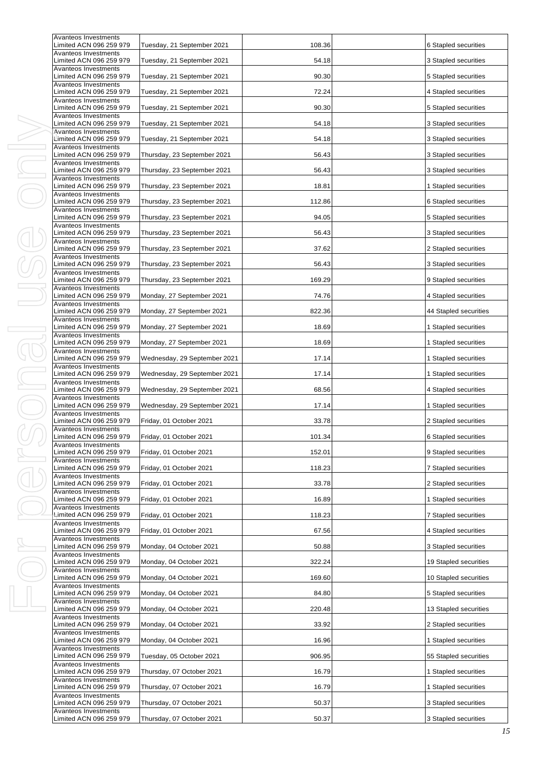| | | | | |
|---|---|---|---|---|
| Avanteos Investments Limited ACN 096 259 979 | Tuesday, 21 September 2021 | 108.36 | | 6 Stapled securities |
| Avanteos Investments Limited ACN 096 259 979 | Tuesday, 21 September 2021 | 54.18 | | 3 Stapled securities |
| Avanteos Investments Limited ACN 096 259 979 | Tuesday, 21 September 2021 | 90.30 | | 5 Stapled securities |
| Avanteos Investments Limited ACN 096 259 979 | Tuesday, 21 September 2021 | 72.24 | | 4 Stapled securities |
| Avanteos Investments Limited ACN 096 259 979 | Tuesday, 21 September 2021 | 90.30 | | 5 Stapled securities |
| Avanteos Investments Limited ACN 096 259 979 | Tuesday, 21 September 2021 | 54.18 | | 3 Stapled securities |
| Avanteos Investments Limited ACN 096 259 979 | Tuesday, 21 September 2021 | 54.18 | | 3 Stapled securities |
| Avanteos Investments Limited ACN 096 259 979 | Thursday, 23 September 2021 | 56.43 | | 3 Stapled securities |
| Avanteos Investments Limited ACN 096 259 979 | Thursday, 23 September 2021 | 56.43 | | 3 Stapled securities |
| Avanteos Investments Limited ACN 096 259 979 | Thursday, 23 September 2021 | 18.81 | | 1 Stapled securities |
| Avanteos Investments Limited ACN 096 259 979 | Thursday, 23 September 2021 | 112.86 | | 6 Stapled securities |
| Avanteos Investments Limited ACN 096 259 979 | Thursday, 23 September 2021 | 94.05 | | 5 Stapled securities |
| Avanteos Investments Limited ACN 096 259 979 | Thursday, 23 September 2021 | 56.43 | | 3 Stapled securities |
| Avanteos Investments Limited ACN 096 259 979 | Thursday, 23 September 2021 | 37.62 | | 2 Stapled securities |
| Avanteos Investments Limited ACN 096 259 979 | Thursday, 23 September 2021 | 56.43 | | 3 Stapled securities |
| Avanteos Investments Limited ACN 096 259 979 | Thursday, 23 September 2021 | 169.29 | | 9 Stapled securities |
| Avanteos Investments Limited ACN 096 259 979 | Monday, 27 September 2021 | 74.76 | | 4 Stapled securities |
| Avanteos Investments Limited ACN 096 259 979 | Monday, 27 September 2021 | 822.36 | | 44 Stapled securities |
| Avanteos Investments Limited ACN 096 259 979 | Monday, 27 September 2021 | 18.69 | | 1 Stapled securities |
| Avanteos Investments Limited ACN 096 259 979 | Monday, 27 September 2021 | 18.69 | | 1 Stapled securities |
| Avanteos Investments Limited ACN 096 259 979 | Wednesday, 29 September 2021 | 17.14 | | 1 Stapled securities |
| Avanteos Investments Limited ACN 096 259 979 | Wednesday, 29 September 2021 | 17.14 | | 1 Stapled securities |
| Avanteos Investments Limited ACN 096 259 979 | Wednesday, 29 September 2021 | 68.56 | | 4 Stapled securities |
| Avanteos Investments Limited ACN 096 259 979 | Wednesday, 29 September 2021 | 17.14 | | 1 Stapled securities |
| Avanteos Investments Limited ACN 096 259 979 | Friday, 01 October 2021 | 33.78 | | 2 Stapled securities |
| Avanteos Investments Limited ACN 096 259 979 | Friday, 01 October 2021 | 101.34 | | 6 Stapled securities |
| Avanteos Investments Limited ACN 096 259 979 | Friday, 01 October 2021 | 152.01 | | 9 Stapled securities |
| Avanteos Investments Limited ACN 096 259 979 | Friday, 01 October 2021 | 118.23 | | 7 Stapled securities |
| Avanteos Investments Limited ACN 096 259 979 | Friday, 01 October 2021 | 33.78 | | 2 Stapled securities |
| Avanteos Investments Limited ACN 096 259 979 | Friday, 01 October 2021 | 16.89 | | 1 Stapled securities |
| Avanteos Investments Limited ACN 096 259 979 | Friday, 01 October 2021 | 118.23 | | 7 Stapled securities |
| Avanteos Investments Limited ACN 096 259 979 | Friday, 01 October 2021 | 67.56 | | 4 Stapled securities |
| Avanteos Investments Limited ACN 096 259 979 | Monday, 04 October 2021 | 50.88 | | 3 Stapled securities |
| Avanteos Investments Limited ACN 096 259 979 | Monday, 04 October 2021 | 322.24 | | 19 Stapled securities |
| Avanteos Investments Limited ACN 096 259 979 | Monday, 04 October 2021 | 169.60 | | 10 Stapled securities |
| Avanteos Investments Limited ACN 096 259 979 | Monday, 04 October 2021 | 84.80 | | 5 Stapled securities |
| Avanteos Investments Limited ACN 096 259 979 | Monday, 04 October 2021 | 220.48 | | 13 Stapled securities |
| Avanteos Investments Limited ACN 096 259 979 | Monday, 04 October 2021 | 33.92 | | 2 Stapled securities |
| Avanteos Investments Limited ACN 096 259 979 | Monday, 04 October 2021 | 16.96 | | 1 Stapled securities |
| Avanteos Investments Limited ACN 096 259 979 | Tuesday, 05 October 2021 | 906.95 | | 55 Stapled securities |
| Avanteos Investments Limited ACN 096 259 979 | Thursday, 07 October 2021 | 16.79 | | 1 Stapled securities |
| Avanteos Investments Limited ACN 096 259 979 | Thursday, 07 October 2021 | 16.79 | | 1 Stapled securities |
| Avanteos Investments Limited ACN 096 259 979 | Thursday, 07 October 2021 | 50.37 | | 3 Stapled securities |
| Avanteos Investments Limited ACN 096 259 979 | Thursday, 07 October 2021 | 50.37 | | 3 Stapled securities |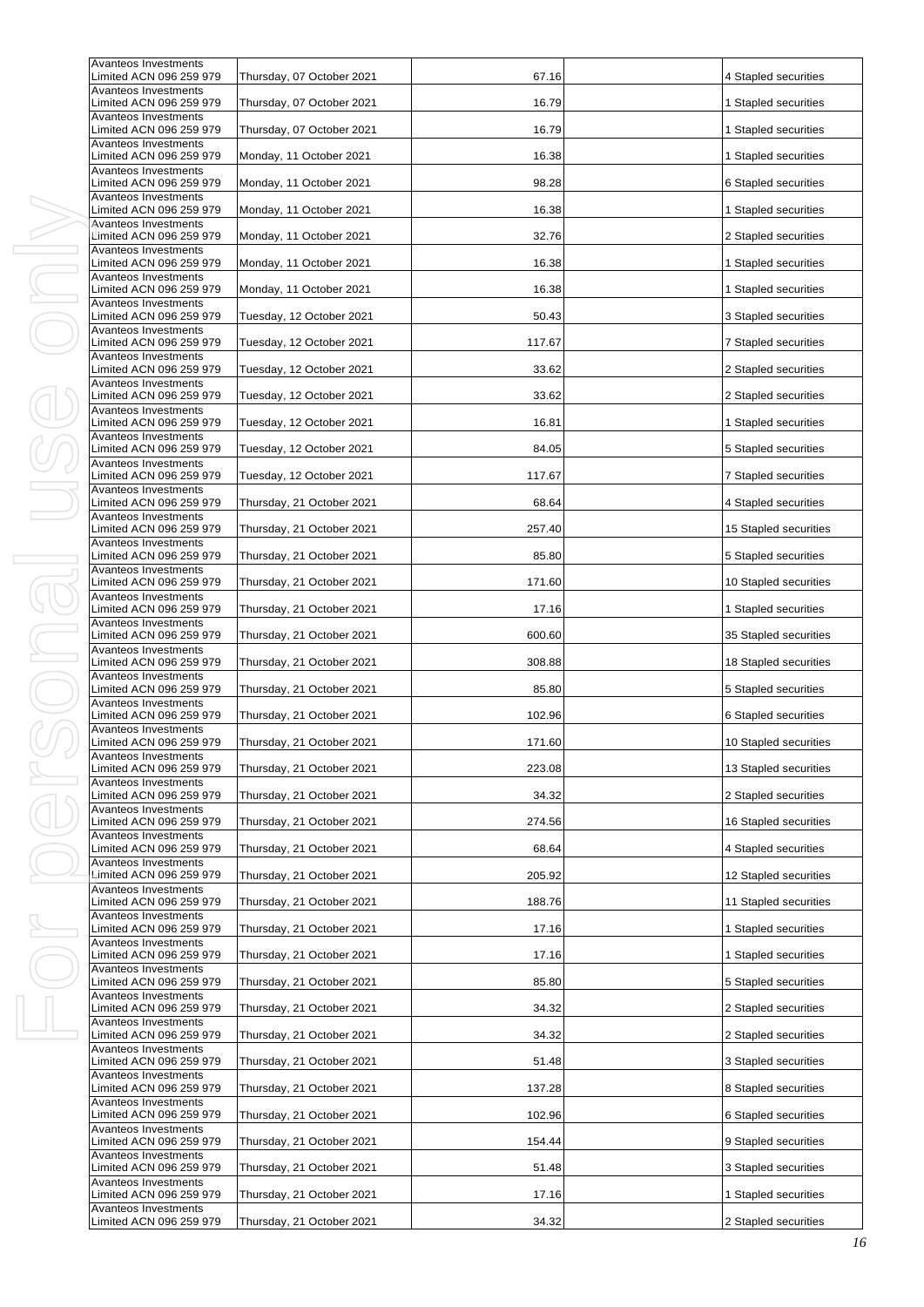| | | | | |
|---|---|---|---|---|
| Avanteos Investments Limited ACN 096 259 979 | Thursday, 07 October 2021 | 67.16 | | 4 Stapled securities |
| Avanteos Investments Limited ACN 096 259 979 | Thursday, 07 October 2021 | 16.79 | | 1 Stapled securities |
| Avanteos Investments Limited ACN 096 259 979 | Thursday, 07 October 2021 | 16.79 | | 1 Stapled securities |
| Avanteos Investments Limited ACN 096 259 979 | Monday, 11 October 2021 | 16.38 | | 1 Stapled securities |
| Avanteos Investments Limited ACN 096 259 979 | Monday, 11 October 2021 | 98.28 | | 6 Stapled securities |
| Avanteos Investments Limited ACN 096 259 979 | Monday, 11 October 2021 | 16.38 | | 1 Stapled securities |
| Avanteos Investments Limited ACN 096 259 979 | Monday, 11 October 2021 | 32.76 | | 2 Stapled securities |
| Avanteos Investments Limited ACN 096 259 979 | Monday, 11 October 2021 | 16.38 | | 1 Stapled securities |
| Avanteos Investments Limited ACN 096 259 979 | Monday, 11 October 2021 | 16.38 | | 1 Stapled securities |
| Avanteos Investments Limited ACN 096 259 979 | Tuesday, 12 October 2021 | 50.43 | | 3 Stapled securities |
| Avanteos Investments Limited ACN 096 259 979 | Tuesday, 12 October 2021 | 117.67 | | 7 Stapled securities |
| Avanteos Investments Limited ACN 096 259 979 | Tuesday, 12 October 2021 | 33.62 | | 2 Stapled securities |
| Avanteos Investments Limited ACN 096 259 979 | Tuesday, 12 October 2021 | 33.62 | | 2 Stapled securities |
| Avanteos Investments Limited ACN 096 259 979 | Tuesday, 12 October 2021 | 16.81 | | 1 Stapled securities |
| Avanteos Investments Limited ACN 096 259 979 | Tuesday, 12 October 2021 | 84.05 | | 5 Stapled securities |
| Avanteos Investments Limited ACN 096 259 979 | Tuesday, 12 October 2021 | 117.67 | | 7 Stapled securities |
| Avanteos Investments Limited ACN 096 259 979 | Thursday, 21 October 2021 | 68.64 | | 4 Stapled securities |
| Avanteos Investments Limited ACN 096 259 979 | Thursday, 21 October 2021 | 257.40 | | 15 Stapled securities |
| Avanteos Investments Limited ACN 096 259 979 | Thursday, 21 October 2021 | 85.80 | | 5 Stapled securities |
| Avanteos Investments Limited ACN 096 259 979 | Thursday, 21 October 2021 | 171.60 | | 10 Stapled securities |
| Avanteos Investments Limited ACN 096 259 979 | Thursday, 21 October 2021 | 17.16 | | 1 Stapled securities |
| Avanteos Investments Limited ACN 096 259 979 | Thursday, 21 October 2021 | 600.60 | | 35 Stapled securities |
| Avanteos Investments Limited ACN 096 259 979 | Thursday, 21 October 2021 | 308.88 | | 18 Stapled securities |
| Avanteos Investments Limited ACN 096 259 979 | Thursday, 21 October 2021 | 85.80 | | 5 Stapled securities |
| Avanteos Investments Limited ACN 096 259 979 | Thursday, 21 October 2021 | 102.96 | | 6 Stapled securities |
| Avanteos Investments Limited ACN 096 259 979 | Thursday, 21 October 2021 | 171.60 | | 10 Stapled securities |
| Avanteos Investments Limited ACN 096 259 979 | Thursday, 21 October 2021 | 223.08 | | 13 Stapled securities |
| Avanteos Investments Limited ACN 096 259 979 | Thursday, 21 October 2021 | 34.32 | | 2 Stapled securities |
| Avanteos Investments Limited ACN 096 259 979 | Thursday, 21 October 2021 | 274.56 | | 16 Stapled securities |
| Avanteos Investments Limited ACN 096 259 979 | Thursday, 21 October 2021 | 68.64 | | 4 Stapled securities |
| Avanteos Investments Limited ACN 096 259 979 | Thursday, 21 October 2021 | 205.92 | | 12 Stapled securities |
| Avanteos Investments Limited ACN 096 259 979 | Thursday, 21 October 2021 | 188.76 | | 11 Stapled securities |
| Avanteos Investments Limited ACN 096 259 979 | Thursday, 21 October 2021 | 17.16 | | 1 Stapled securities |
| Avanteos Investments Limited ACN 096 259 979 | Thursday, 21 October 2021 | 17.16 | | 1 Stapled securities |
| Avanteos Investments Limited ACN 096 259 979 | Thursday, 21 October 2021 | 85.80 | | 5 Stapled securities |
| Avanteos Investments Limited ACN 096 259 979 | Thursday, 21 October 2021 | 34.32 | | 2 Stapled securities |
| Avanteos Investments Limited ACN 096 259 979 | Thursday, 21 October 2021 | 34.32 | | 2 Stapled securities |
| Avanteos Investments Limited ACN 096 259 979 | Thursday, 21 October 2021 | 51.48 | | 3 Stapled securities |
| Avanteos Investments Limited ACN 096 259 979 | Thursday, 21 October 2021 | 137.28 | | 8 Stapled securities |
| Avanteos Investments Limited ACN 096 259 979 | Thursday, 21 October 2021 | 102.96 | | 6 Stapled securities |
| Avanteos Investments Limited ACN 096 259 979 | Thursday, 21 October 2021 | 154.44 | | 9 Stapled securities |
| Avanteos Investments Limited ACN 096 259 979 | Thursday, 21 October 2021 | 51.48 | | 3 Stapled securities |
| Avanteos Investments Limited ACN 096 259 979 | Thursday, 21 October 2021 | 17.16 | | 1 Stapled securities |
| Avanteos Investments Limited ACN 096 259 979 | Thursday, 21 October 2021 | 34.32 | | 2 Stapled securities |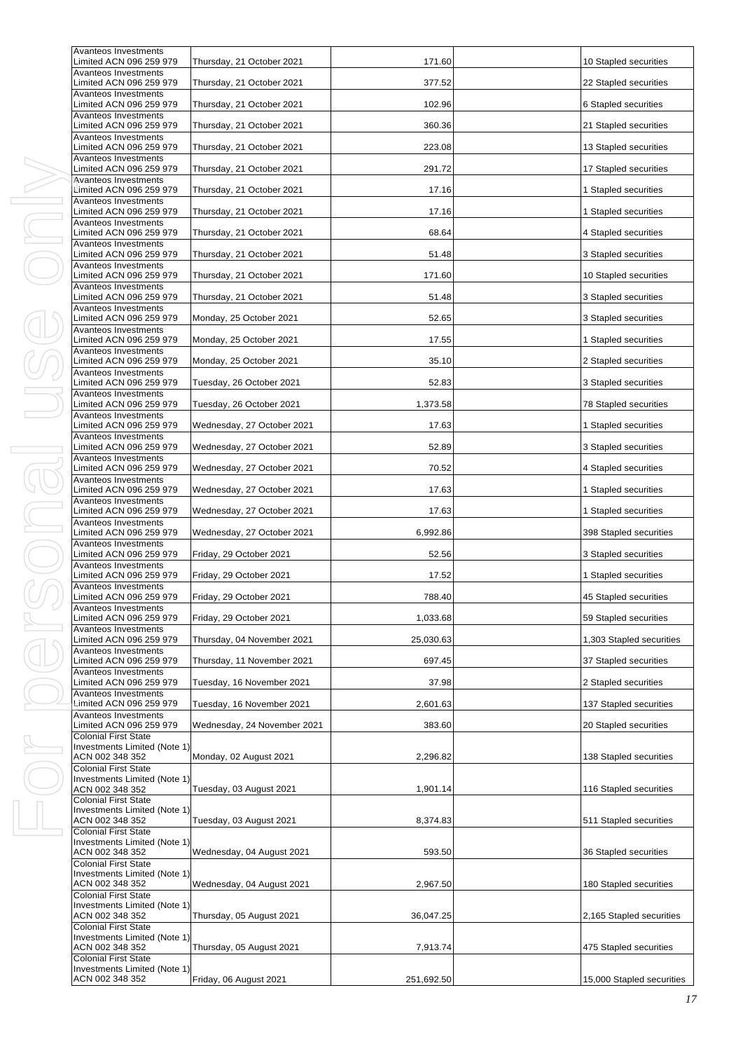| | | | | |
|---|---|---|---|---|
| Avanteos Investments Limited ACN 096 259 979 | Thursday, 21 October 2021 | 171.60 | | 10 Stapled securities |
| Avanteos Investments Limited ACN 096 259 979 | Thursday, 21 October 2021 | 377.52 | | 22 Stapled securities |
| Avanteos Investments Limited ACN 096 259 979 | Thursday, 21 October 2021 | 102.96 | | 6 Stapled securities |
| Avanteos Investments Limited ACN 096 259 979 | Thursday, 21 October 2021 | 360.36 | | 21 Stapled securities |
| Avanteos Investments Limited ACN 096 259 979 | Thursday, 21 October 2021 | 223.08 | | 13 Stapled securities |
| Avanteos Investments Limited ACN 096 259 979 | Thursday, 21 October 2021 | 291.72 | | 17 Stapled securities |
| Avanteos Investments Limited ACN 096 259 979 | Thursday, 21 October 2021 | 17.16 | | 1 Stapled securities |
| Avanteos Investments Limited ACN 096 259 979 | Thursday, 21 October 2021 | 17.16 | | 1 Stapled securities |
| Avanteos Investments Limited ACN 096 259 979 | Thursday, 21 October 2021 | 68.64 | | 4 Stapled securities |
| Avanteos Investments Limited ACN 096 259 979 | Thursday, 21 October 2021 | 51.48 | | 3 Stapled securities |
| Avanteos Investments Limited ACN 096 259 979 | Thursday, 21 October 2021 | 171.60 | | 10 Stapled securities |
| Avanteos Investments Limited ACN 096 259 979 | Thursday, 21 October 2021 | 51.48 | | 3 Stapled securities |
| Avanteos Investments Limited ACN 096 259 979 | Monday, 25 October 2021 | 52.65 | | 3 Stapled securities |
| Avanteos Investments Limited ACN 096 259 979 | Monday, 25 October 2021 | 17.55 | | 1 Stapled securities |
| Avanteos Investments Limited ACN 096 259 979 | Monday, 25 October 2021 | 35.10 | | 2 Stapled securities |
| Avanteos Investments Limited ACN 096 259 979 | Tuesday, 26 October 2021 | 52.83 | | 3 Stapled securities |
| Avanteos Investments Limited ACN 096 259 979 | Tuesday, 26 October 2021 | 1,373.58 | | 78 Stapled securities |
| Avanteos Investments Limited ACN 096 259 979 | Wednesday, 27 October 2021 | 17.63 | | 1 Stapled securities |
| Avanteos Investments Limited ACN 096 259 979 | Wednesday, 27 October 2021 | 52.89 | | 3 Stapled securities |
| Avanteos Investments Limited ACN 096 259 979 | Wednesday, 27 October 2021 | 70.52 | | 4 Stapled securities |
| Avanteos Investments Limited ACN 096 259 979 | Wednesday, 27 October 2021 | 17.63 | | 1 Stapled securities |
| Avanteos Investments Limited ACN 096 259 979 | Wednesday, 27 October 2021 | 17.63 | | 1 Stapled securities |
| Avanteos Investments Limited ACN 096 259 979 | Wednesday, 27 October 2021 | 6,992.86 | | 398 Stapled securities |
| Avanteos Investments Limited ACN 096 259 979 | Friday, 29 October 2021 | 52.56 | | 3 Stapled securities |
| Avanteos Investments Limited ACN 096 259 979 | Friday, 29 October 2021 | 17.52 | | 1 Stapled securities |
| Avanteos Investments Limited ACN 096 259 979 | Friday, 29 October 2021 | 788.40 | | 45 Stapled securities |
| Avanteos Investments Limited ACN 096 259 979 | Friday, 29 October 2021 | 1,033.68 | | 59 Stapled securities |
| Avanteos Investments Limited ACN 096 259 979 | Thursday, 04 November 2021 | 25,030.63 | | 1,303 Stapled securities |
| Avanteos Investments Limited ACN 096 259 979 | Thursday, 11 November 2021 | 697.45 | | 37 Stapled securities |
| Avanteos Investments Limited ACN 096 259 979 | Tuesday, 16 November 2021 | 37.98 | | 2 Stapled securities |
| Avanteos Investments Limited ACN 096 259 979 | Tuesday, 16 November 2021 | 2,601.63 | | 137 Stapled securities |
| Avanteos Investments Limited ACN 096 259 979 | Wednesday, 24 November 2021 | 383.60 | | 20 Stapled securities |
| Colonial First State Investments Limited (Note 1) ACN 002 348 352 | Monday, 02 August 2021 | 2,296.82 | | 138 Stapled securities |
| Colonial First State Investments Limited (Note 1) ACN 002 348 352 | Tuesday, 03 August 2021 | 1,901.14 | | 116 Stapled securities |
| Colonial First State Investments Limited (Note 1) ACN 002 348 352 | Tuesday, 03 August 2021 | 8,374.83 | | 511 Stapled securities |
| Colonial First State Investments Limited (Note 1) ACN 002 348 352 | Wednesday, 04 August 2021 | 593.50 | | 36 Stapled securities |
| Colonial First State Investments Limited (Note 1) ACN 002 348 352 | Wednesday, 04 August 2021 | 2,967.50 | | 180 Stapled securities |
| Colonial First State Investments Limited (Note 1) ACN 002 348 352 | Thursday, 05 August 2021 | 36,047.25 | | 2,165 Stapled securities |
| Colonial First State Investments Limited (Note 1) ACN 002 348 352 | Thursday, 05 August 2021 | 7,913.74 | | 475 Stapled securities |
| Colonial First State Investments Limited (Note 1) ACN 002 348 352 | Friday, 06 August 2021 | 251,692.50 | | 15,000 Stapled securities |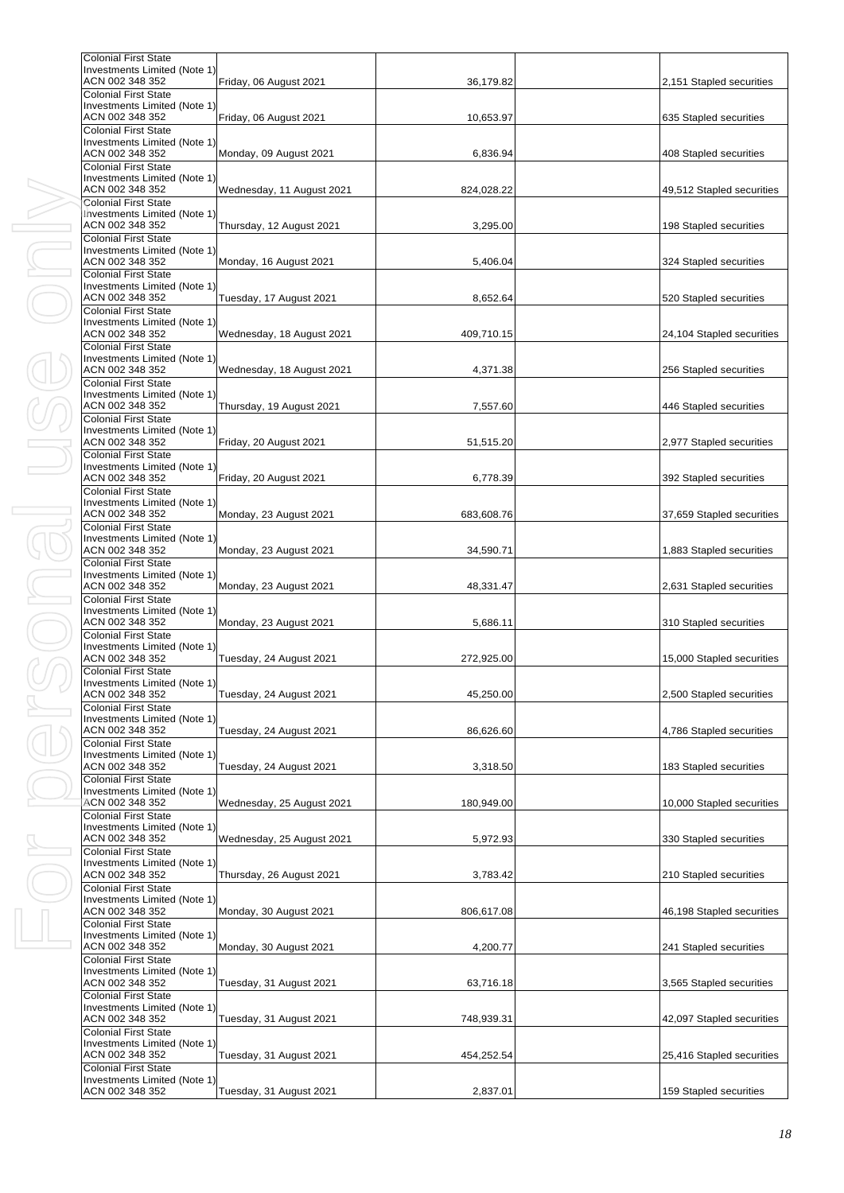| | | | | |
|---|---|---|---|---|
| Colonial First State Investments Limited (Note 1) ACN 002 348 352 | Friday, 06 August 2021 | 36,179.82 | | 2,151 Stapled securities |
| Colonial First State Investments Limited (Note 1) ACN 002 348 352 | Friday, 06 August 2021 | 10,653.97 | | 635 Stapled securities |
| Colonial First State Investments Limited (Note 1) ACN 002 348 352 | Monday, 09 August 2021 | 6,836.94 | | 408 Stapled securities |
| Colonial First State Investments Limited (Note 1) ACN 002 348 352 | Wednesday, 11 August 2021 | 824,028.22 | | 49,512 Stapled securities |
| Colonial First State Investments Limited (Note 1) ACN 002 348 352 | Thursday, 12 August 2021 | 3,295.00 | | 198 Stapled securities |
| Colonial First State Investments Limited (Note 1) ACN 002 348 352 | Monday, 16 August 2021 | 5,406.04 | | 324 Stapled securities |
| Colonial First State Investments Limited (Note 1) ACN 002 348 352 | Tuesday, 17 August 2021 | 8,652.64 | | 520 Stapled securities |
| Colonial First State Investments Limited (Note 1) ACN 002 348 352 | Wednesday, 18 August 2021 | 409,710.15 | | 24,104 Stapled securities |
| Colonial First State Investments Limited (Note 1) ACN 002 348 352 | Wednesday, 18 August 2021 | 4,371.38 | | 256 Stapled securities |
| Colonial First State Investments Limited (Note 1) ACN 002 348 352 | Thursday, 19 August 2021 | 7,557.60 | | 446 Stapled securities |
| Colonial First State Investments Limited (Note 1) ACN 002 348 352 | Friday, 20 August 2021 | 51,515.20 | | 2,977 Stapled securities |
| Colonial First State Investments Limited (Note 1) ACN 002 348 352 | Friday, 20 August 2021 | 6,778.39 | | 392 Stapled securities |
| Colonial First State Investments Limited (Note 1) ACN 002 348 352 | Monday, 23 August 2021 | 683,608.76 | | 37,659 Stapled securities |
| Colonial First State Investments Limited (Note 1) ACN 002 348 352 | Monday, 23 August 2021 | 34,590.71 | | 1,883 Stapled securities |
| Colonial First State Investments Limited (Note 1) ACN 002 348 352 | Monday, 23 August 2021 | 48,331.47 | | 2,631 Stapled securities |
| Colonial First State Investments Limited (Note 1) ACN 002 348 352 | Monday, 23 August 2021 | 5,686.11 | | 310 Stapled securities |
| Colonial First State Investments Limited (Note 1) ACN 002 348 352 | Tuesday, 24 August 2021 | 272,925.00 | | 15,000 Stapled securities |
| Colonial First State Investments Limited (Note 1) ACN 002 348 352 | Tuesday, 24 August 2021 | 45,250.00 | | 2,500 Stapled securities |
| Colonial First State Investments Limited (Note 1) ACN 002 348 352 | Tuesday, 24 August 2021 | 86,626.60 | | 4,786 Stapled securities |
| Colonial First State Investments Limited (Note 1) ACN 002 348 352 | Tuesday, 24 August 2021 | 3,318.50 | | 183 Stapled securities |
| Colonial First State Investments Limited (Note 1) ACN 002 348 352 | Wednesday, 25 August 2021 | 180,949.00 | | 10,000 Stapled securities |
| Colonial First State Investments Limited (Note 1) ACN 002 348 352 | Wednesday, 25 August 2021 | 5,972.93 | | 330 Stapled securities |
| Colonial First State Investments Limited (Note 1) ACN 002 348 352 | Thursday, 26 August 2021 | 3,783.42 | | 210 Stapled securities |
| Colonial First State Investments Limited (Note 1) ACN 002 348 352 | Monday, 30 August 2021 | 806,617.08 | | 46,198 Stapled securities |
| Colonial First State Investments Limited (Note 1) ACN 002 348 352 | Monday, 30 August 2021 | 4,200.77 | | 241 Stapled securities |
| Colonial First State Investments Limited (Note 1) ACN 002 348 352 | Tuesday, 31 August 2021 | 63,716.18 | | 3,565 Stapled securities |
| Colonial First State Investments Limited (Note 1) ACN 002 348 352 | Tuesday, 31 August 2021 | 748,939.31 | | 42,097 Stapled securities |
| Colonial First State Investments Limited (Note 1) ACN 002 348 352 | Tuesday, 31 August 2021 | 454,252.54 | | 25,416 Stapled securities |
| Colonial First State Investments Limited (Note 1) ACN 002 348 352 | Tuesday, 31 August 2021 | 2,837.01 | | 159 Stapled securities |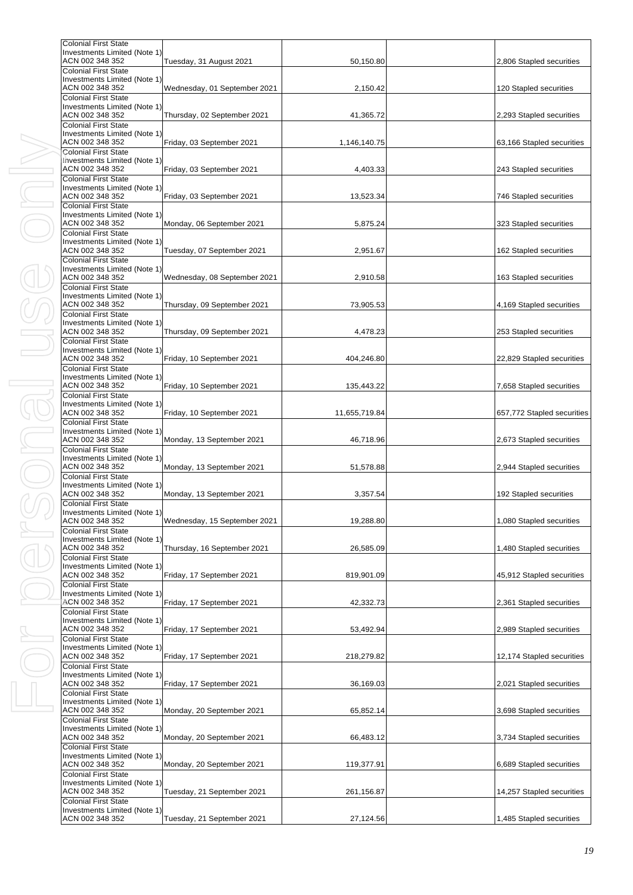| | | | | |
|---|---|---|---|---|
| Colonial First State Investments Limited (Note 1) ACN 002 348 352 | Tuesday, 31 August 2021 | 50,150.80 | | 2,806 Stapled securities |
| Colonial First State Investments Limited (Note 1) ACN 002 348 352 | Wednesday, 01 September 2021 | 2,150.42 | | 120 Stapled securities |
| Colonial First State Investments Limited (Note 1) ACN 002 348 352 | Thursday, 02 September 2021 | 41,365.72 | | 2,293 Stapled securities |
| Colonial First State Investments Limited (Note 1) ACN 002 348 352 | Friday, 03 September 2021 | 1,146,140.75 | | 63,166 Stapled securities |
| Colonial First State Investments Limited (Note 1) ACN 002 348 352 | Friday, 03 September 2021 | 4,403.33 | | 243 Stapled securities |
| Colonial First State Investments Limited (Note 1) ACN 002 348 352 | Friday, 03 September 2021 | 13,523.34 | | 746 Stapled securities |
| Colonial First State Investments Limited (Note 1) ACN 002 348 352 | Monday, 06 September 2021 | 5,875.24 | | 323 Stapled securities |
| Colonial First State Investments Limited (Note 1) ACN 002 348 352 | Tuesday, 07 September 2021 | 2,951.67 | | 162 Stapled securities |
| Colonial First State Investments Limited (Note 1) ACN 002 348 352 | Wednesday, 08 September 2021 | 2,910.58 | | 163 Stapled securities |
| Colonial First State Investments Limited (Note 1) ACN 002 348 352 | Thursday, 09 September 2021 | 73,905.53 | | 4,169 Stapled securities |
| Colonial First State Investments Limited (Note 1) ACN 002 348 352 | Thursday, 09 September 2021 | 4,478.23 | | 253 Stapled securities |
| Colonial First State Investments Limited (Note 1) ACN 002 348 352 | Friday, 10 September 2021 | 404,246.80 | | 22,829 Stapled securities |
| Colonial First State Investments Limited (Note 1) ACN 002 348 352 | Friday, 10 September 2021 | 135,443.22 | | 7,658 Stapled securities |
| Colonial First State Investments Limited (Note 1) ACN 002 348 352 | Friday, 10 September 2021 | 11,655,719.84 | | 657,772 Stapled securities |
| Colonial First State Investments Limited (Note 1) ACN 002 348 352 | Monday, 13 September 2021 | 46,718.96 | | 2,673 Stapled securities |
| Colonial First State Investments Limited (Note 1) ACN 002 348 352 | Monday, 13 September 2021 | 51,578.88 | | 2,944 Stapled securities |
| Colonial First State Investments Limited (Note 1) ACN 002 348 352 | Monday, 13 September 2021 | 3,357.54 | | 192 Stapled securities |
| Colonial First State Investments Limited (Note 1) ACN 002 348 352 | Wednesday, 15 September 2021 | 19,288.80 | | 1,080 Stapled securities |
| Colonial First State Investments Limited (Note 1) ACN 002 348 352 | Thursday, 16 September 2021 | 26,585.09 | | 1,480 Stapled securities |
| Colonial First State Investments Limited (Note 1) ACN 002 348 352 | Friday, 17 September 2021 | 819,901.09 | | 45,912 Stapled securities |
| Colonial First State Investments Limited (Note 1) ACN 002 348 352 | Friday, 17 September 2021 | 42,332.73 | | 2,361 Stapled securities |
| Colonial First State Investments Limited (Note 1) ACN 002 348 352 | Friday, 17 September 2021 | 53,492.94 | | 2,989 Stapled securities |
| Colonial First State Investments Limited (Note 1) ACN 002 348 352 | Friday, 17 September 2021 | 218,279.82 | | 12,174 Stapled securities |
| Colonial First State Investments Limited (Note 1) ACN 002 348 352 | Friday, 17 September 2021 | 36,169.03 | | 2,021 Stapled securities |
| Colonial First State Investments Limited (Note 1) ACN 002 348 352 | Monday, 20 September 2021 | 65,852.14 | | 3,698 Stapled securities |
| Colonial First State Investments Limited (Note 1) ACN 002 348 352 | Monday, 20 September 2021 | 66,483.12 | | 3,734 Stapled securities |
| Colonial First State Investments Limited (Note 1) ACN 002 348 352 | Monday, 20 September 2021 | 119,377.91 | | 6,689 Stapled securities |
| Colonial First State Investments Limited (Note 1) ACN 002 348 352 | Tuesday, 21 September 2021 | 261,156.87 | | 14,257 Stapled securities |
| Colonial First State Investments Limited (Note 1) ACN 002 348 352 | Tuesday, 21 September 2021 | 27,124.56 | | 1,485 Stapled securities |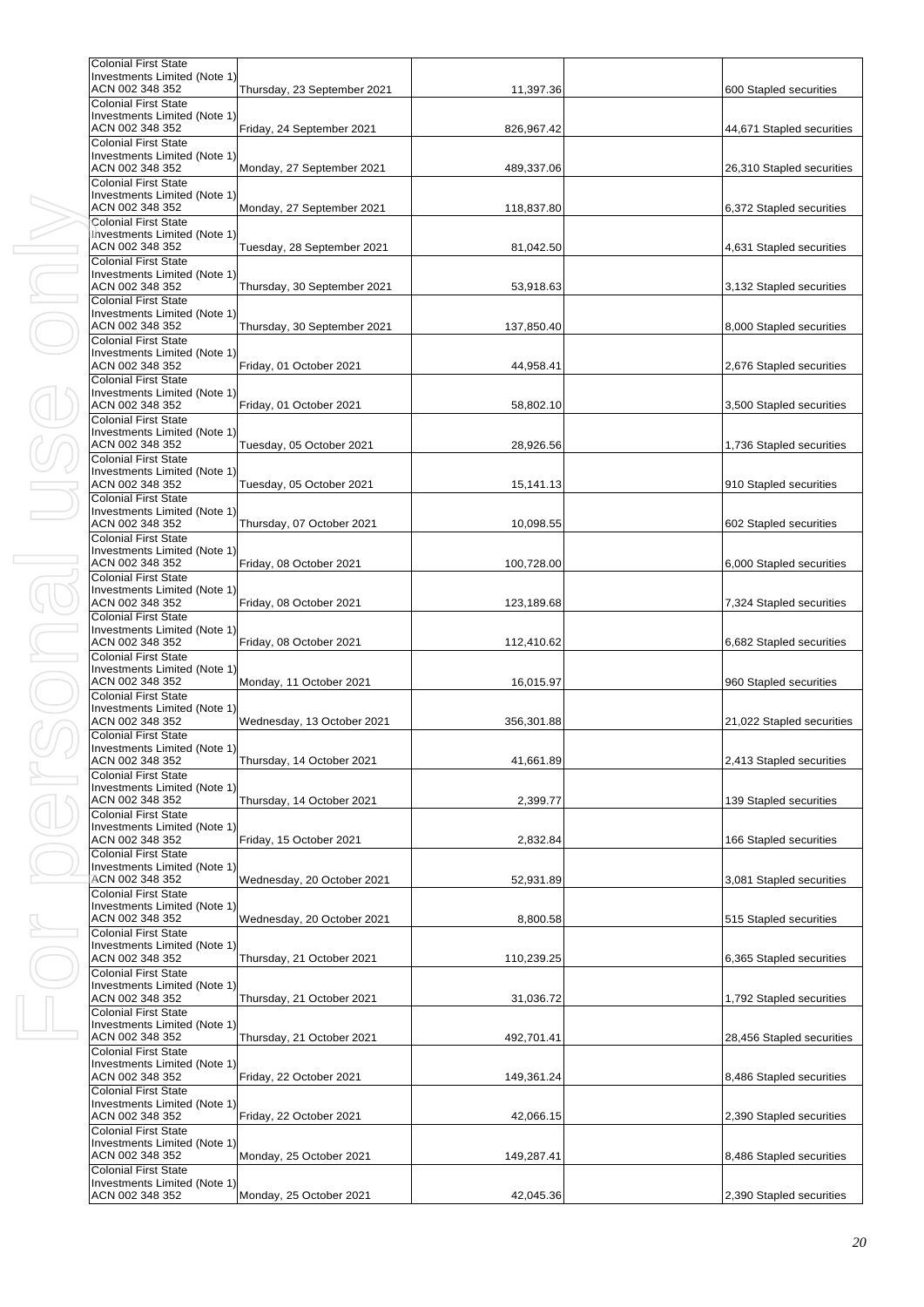| | | | | |
|---|---|---|---|---|
| Colonial First State Investments Limited (Note 1) ACN 002 348 352 | Thursday, 23 September 2021 | 11,397.36 | | 600 Stapled securities |
| Colonial First State Investments Limited (Note 1) ACN 002 348 352 | Friday, 24 September 2021 | 826,967.42 | | 44,671 Stapled securities |
| Colonial First State Investments Limited (Note 1) ACN 002 348 352 | Monday, 27 September 2021 | 489,337.06 | | 26,310 Stapled securities |
| Colonial First State Investments Limited (Note 1) ACN 002 348 352 | Monday, 27 September 2021 | 118,837.80 | | 6,372 Stapled securities |
| Colonial First State Investments Limited (Note 1) ACN 002 348 352 | Tuesday, 28 September 2021 | 81,042.50 | | 4,631 Stapled securities |
| Colonial First State Investments Limited (Note 1) ACN 002 348 352 | Thursday, 30 September 2021 | 53,918.63 | | 3,132 Stapled securities |
| Colonial First State Investments Limited (Note 1) ACN 002 348 352 | Thursday, 30 September 2021 | 137,850.40 | | 8,000 Stapled securities |
| Colonial First State Investments Limited (Note 1) ACN 002 348 352 | Friday, 01 October 2021 | 44,958.41 | | 2,676 Stapled securities |
| Colonial First State Investments Limited (Note 1) ACN 002 348 352 | Friday, 01 October 2021 | 58,802.10 | | 3,500 Stapled securities |
| Colonial First State Investments Limited (Note 1) ACN 002 348 352 | Tuesday, 05 October 2021 | 28,926.56 | | 1,736 Stapled securities |
| Colonial First State Investments Limited (Note 1) ACN 002 348 352 | Tuesday, 05 October 2021 | 15,141.13 | | 910 Stapled securities |
| Colonial First State Investments Limited (Note 1) ACN 002 348 352 | Thursday, 07 October 2021 | 10,098.55 | | 602 Stapled securities |
| Colonial First State Investments Limited (Note 1) ACN 002 348 352 | Friday, 08 October 2021 | 100,728.00 | | 6,000 Stapled securities |
| Colonial First State Investments Limited (Note 1) ACN 002 348 352 | Friday, 08 October 2021 | 123,189.68 | | 7,324 Stapled securities |
| Colonial First State Investments Limited (Note 1) ACN 002 348 352 | Friday, 08 October 2021 | 112,410.62 | | 6,682 Stapled securities |
| Colonial First State Investments Limited (Note 1) ACN 002 348 352 | Monday, 11 October 2021 | 16,015.97 | | 960 Stapled securities |
| Colonial First State Investments Limited (Note 1) ACN 002 348 352 | Wednesday, 13 October 2021 | 356,301.88 | | 21,022 Stapled securities |
| Colonial First State Investments Limited (Note 1) ACN 002 348 352 | Thursday, 14 October 2021 | 41,661.89 | | 2,413 Stapled securities |
| Colonial First State Investments Limited (Note 1) ACN 002 348 352 | Thursday, 14 October 2021 | 2,399.77 | | 139 Stapled securities |
| Colonial First State Investments Limited (Note 1) ACN 002 348 352 | Friday, 15 October 2021 | 2,832.84 | | 166 Stapled securities |
| Colonial First State Investments Limited (Note 1) ACN 002 348 352 | Wednesday, 20 October 2021 | 52,931.89 | | 3,081 Stapled securities |
| Colonial First State Investments Limited (Note 1) ACN 002 348 352 | Wednesday, 20 October 2021 | 8,800.58 | | 515 Stapled securities |
| Colonial First State Investments Limited (Note 1) ACN 002 348 352 | Thursday, 21 October 2021 | 110,239.25 | | 6,365 Stapled securities |
| Colonial First State Investments Limited (Note 1) ACN 002 348 352 | Thursday, 21 October 2021 | 31,036.72 | | 1,792 Stapled securities |
| Colonial First State Investments Limited (Note 1) ACN 002 348 352 | Thursday, 21 October 2021 | 492,701.41 | | 28,456 Stapled securities |
| Colonial First State Investments Limited (Note 1) ACN 002 348 352 | Friday, 22 October 2021 | 149,361.24 | | 8,486 Stapled securities |
| Colonial First State Investments Limited (Note 1) ACN 002 348 352 | Friday, 22 October 2021 | 42,066.15 | | 2,390 Stapled securities |
| Colonial First State Investments Limited (Note 1) ACN 002 348 352 | Monday, 25 October 2021 | 149,287.41 | | 8,486 Stapled securities |
| Colonial First State Investments Limited (Note 1) ACN 002 348 352 | Monday, 25 October 2021 | 42,045.36 | | 2,390 Stapled securities |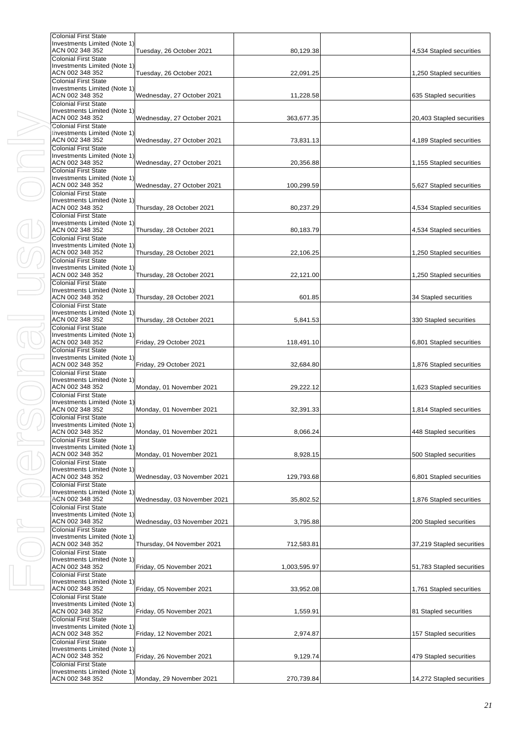| | | | | |
|---|---|---|---|---|
| Colonial First State Investments Limited (Note 1) ACN 002 348 352 | Tuesday, 26 October 2021 | 80,129.38 | | 4,534 Stapled securities |
| Colonial First State Investments Limited (Note 1) ACN 002 348 352 | Tuesday, 26 October 2021 | 22,091.25 | | 1,250 Stapled securities |
| Colonial First State Investments Limited (Note 1) ACN 002 348 352 | Wednesday, 27 October 2021 | 11,228.58 | | 635 Stapled securities |
| Colonial First State Investments Limited (Note 1) ACN 002 348 352 | Wednesday, 27 October 2021 | 363,677.35 | | 20,403 Stapled securities |
| Colonial First State Investments Limited (Note 1) ACN 002 348 352 | Wednesday, 27 October 2021 | 73,831.13 | | 4,189 Stapled securities |
| Colonial First State Investments Limited (Note 1) ACN 002 348 352 | Wednesday, 27 October 2021 | 20,356.88 | | 1,155 Stapled securities |
| Colonial First State Investments Limited (Note 1) ACN 002 348 352 | Wednesday, 27 October 2021 | 100,299.59 | | 5,627 Stapled securities |
| Colonial First State Investments Limited (Note 1) ACN 002 348 352 | Thursday, 28 October 2021 | 80,237.29 | | 4,534 Stapled securities |
| Colonial First State Investments Limited (Note 1) ACN 002 348 352 | Thursday, 28 October 2021 | 80,183.79 | | 4,534 Stapled securities |
| Colonial First State Investments Limited (Note 1) ACN 002 348 352 | Thursday, 28 October 2021 | 22,106.25 | | 1,250 Stapled securities |
| Colonial First State Investments Limited (Note 1) ACN 002 348 352 | Thursday, 28 October 2021 | 22,121.00 | | 1,250 Stapled securities |
| Colonial First State Investments Limited (Note 1) ACN 002 348 352 | Thursday, 28 October 2021 | 601.85 | | 34 Stapled securities |
| Colonial First State Investments Limited (Note 1) ACN 002 348 352 | Thursday, 28 October 2021 | 5,841.53 | | 330 Stapled securities |
| Colonial First State Investments Limited (Note 1) ACN 002 348 352 | Friday, 29 October 2021 | 118,491.10 | | 6,801 Stapled securities |
| Colonial First State Investments Limited (Note 1) ACN 002 348 352 | Friday, 29 October 2021 | 32,684.80 | | 1,876 Stapled securities |
| Colonial First State Investments Limited (Note 1) ACN 002 348 352 | Monday, 01 November 2021 | 29,222.12 | | 1,623 Stapled securities |
| Colonial First State Investments Limited (Note 1) ACN 002 348 352 | Monday, 01 November 2021 | 32,391.33 | | 1,814 Stapled securities |
| Colonial First State Investments Limited (Note 1) ACN 002 348 352 | Monday, 01 November 2021 | 8,066.24 | | 448 Stapled securities |
| Colonial First State Investments Limited (Note 1) ACN 002 348 352 | Monday, 01 November 2021 | 8,928.15 | | 500 Stapled securities |
| Colonial First State Investments Limited (Note 1) ACN 002 348 352 | Wednesday, 03 November 2021 | 129,793.68 | | 6,801 Stapled securities |
| Colonial First State Investments Limited (Note 1) ACN 002 348 352 | Wednesday, 03 November 2021 | 35,802.52 | | 1,876 Stapled securities |
| Colonial First State Investments Limited (Note 1) ACN 002 348 352 | Wednesday, 03 November 2021 | 3,795.88 | | 200 Stapled securities |
| Colonial First State Investments Limited (Note 1) ACN 002 348 352 | Thursday, 04 November 2021 | 712,583.81 | | 37,219 Stapled securities |
| Colonial First State Investments Limited (Note 1) ACN 002 348 352 | Friday, 05 November 2021 | 1,003,595.97 | | 51,783 Stapled securities |
| Colonial First State Investments Limited (Note 1) ACN 002 348 352 | Friday, 05 November 2021 | 33,952.08 | | 1,761 Stapled securities |
| Colonial First State Investments Limited (Note 1) ACN 002 348 352 | Friday, 05 November 2021 | 1,559.91 | | 81 Stapled securities |
| Colonial First State Investments Limited (Note 1) ACN 002 348 352 | Friday, 12 November 2021 | 2,974.87 | | 157 Stapled securities |
| Colonial First State Investments Limited (Note 1) ACN 002 348 352 | Friday, 26 November 2021 | 9,129.74 | | 479 Stapled securities |
| Colonial First State Investments Limited (Note 1) ACN 002 348 352 | Monday, 29 November 2021 | 270,739.84 | | 14,272 Stapled securities |